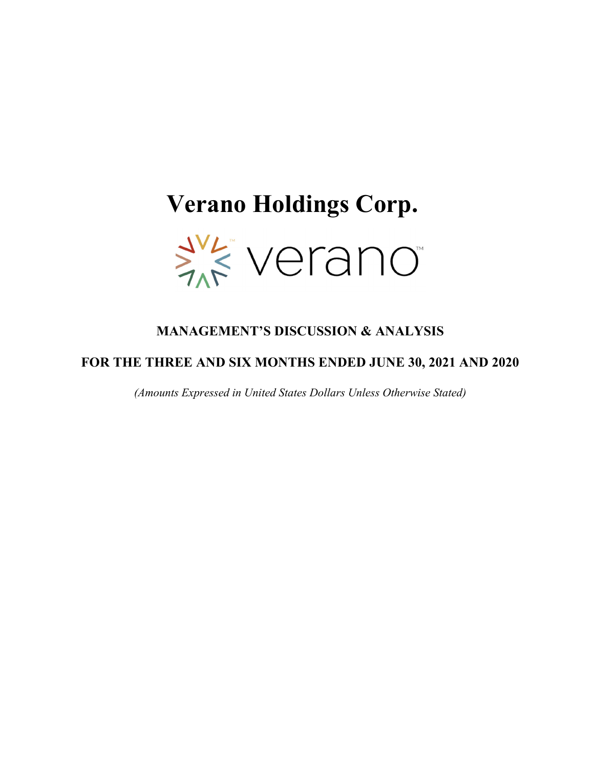# Verano Holdings Corp.

verano™

## MANAGEMENT'S DISCUSSION & ANALYSIS

## FOR THE THREE AND SIX MONTHS ENDED JUNE 30, 2021 AND 2020

*(Amounts Expressed in United States Dollars Unless Otherwise Stated)*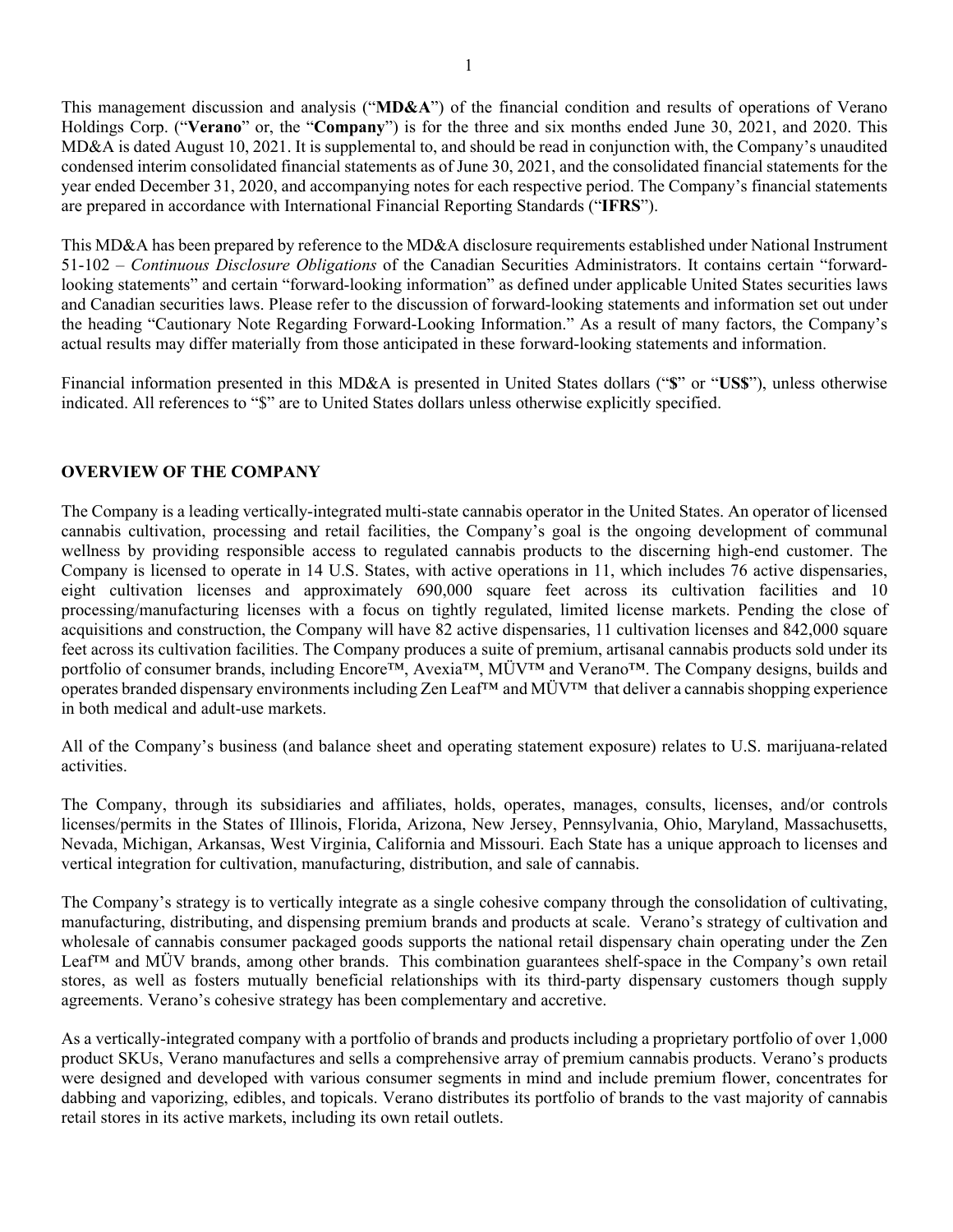This management discussion and analysis ("**MD&A**") of the financial condition and results of operations of Verano Holdings Corp. ("**Verano**" or, the "**Company**") is for the three and six months ended June 30, 2021, and 2020. This MD&A is dated August 10, 2021. It is supplemental to, and should be read in conjunction with, the Company's unaudited condensed interim consolidated financial statements as of June 30, 2021, and the consolidated financial statements for the year ended December 31, 2020, and accompanying notes for each respective period. The Company's financial statements are prepared in accordance with International Financial Reporting Standards ("**IFRS**").

This MD&A has been prepared by reference to the MD&A disclosure requirements established under National Instrument 51-102 – *Continuous Disclosure Obligations* of the Canadian Securities Administrators. It contains certain "forward-looking statements" and certain "forward-looking information" as defined under applicable United States securities laws and Canadian securities laws. Please refer to the discussion of forward-looking statements and information set out under the heading "Cautionary Note Regarding Forward-Looking Information." As a result of many factors, the Company's actual results may differ materially from those anticipated in these forward-looking statements and information.

Financial information presented in this MD&A is presented in United States dollars ("**$**" or "**US$**"), unless otherwise indicated. All references to "$" are to United States dollars unless otherwise explicitly specified.

## OVERVIEW OF THE COMPANY

The Company is a leading vertically-integrated multi-state cannabis operator in the United States. An operator of licensed cannabis cultivation, processing and retail facilities, the Company's goal is the ongoing development of communal wellness by providing responsible access to regulated cannabis products to the discerning high-end customer. The Company is licensed to operate in 14 U.S. States, with active operations in 11, which includes 76 active dispensaries, eight cultivation licenses and approximately 690,000 square feet across its cultivation facilities and 10 processing/manufacturing licenses with a focus on tightly regulated, limited license markets. Pending the close of acquisitions and construction, the Company will have 82 active dispensaries, 11 cultivation licenses and 842,000 square feet across its cultivation facilities. The Company produces a suite of premium, artisanal cannabis products sold under its portfolio of consumer brands, including Encore™, Avexia™, MÜV™ and Verano™. The Company designs, builds and operates branded dispensary environments including Zen Leaf™ and MÜV™ that deliver a cannabis shopping experience in both medical and adult-use markets.

All of the Company's business (and balance sheet and operating statement exposure) relates to U.S. marijuana-related activities.

The Company, through its subsidiaries and affiliates, holds, operates, manages, consults, licenses, and/or controls licenses/permits in the States of Illinois, Florida, Arizona, New Jersey, Pennsylvania, Ohio, Maryland, Massachusetts, Nevada, Michigan, Arkansas, West Virginia, California and Missouri. Each State has a unique approach to licenses and vertical integration for cultivation, manufacturing, distribution, and sale of cannabis.

The Company's strategy is to vertically integrate as a single cohesive company through the consolidation of cultivating, manufacturing, distributing, and dispensing premium brands and products at scale. Verano's strategy of cultivation and wholesale of cannabis consumer packaged goods supports the national retail dispensary chain operating under the Zen Leaf™ and MÜV brands, among other brands. This combination guarantees shelf-space in the Company's own retail stores, as well as fosters mutually beneficial relationships with its third-party dispensary customers though supply agreements. Verano's cohesive strategy has been complementary and accretive.

As a vertically-integrated company with a portfolio of brands and products including a proprietary portfolio of over 1,000 product SKUs, Verano manufactures and sells a comprehensive array of premium cannabis products. Verano's products were designed and developed with various consumer segments in mind and include premium flower, concentrates for dabbing and vaporizing, edibles, and topicals. Verano distributes its portfolio of brands to the vast majority of cannabis retail stores in its active markets, including its own retail outlets.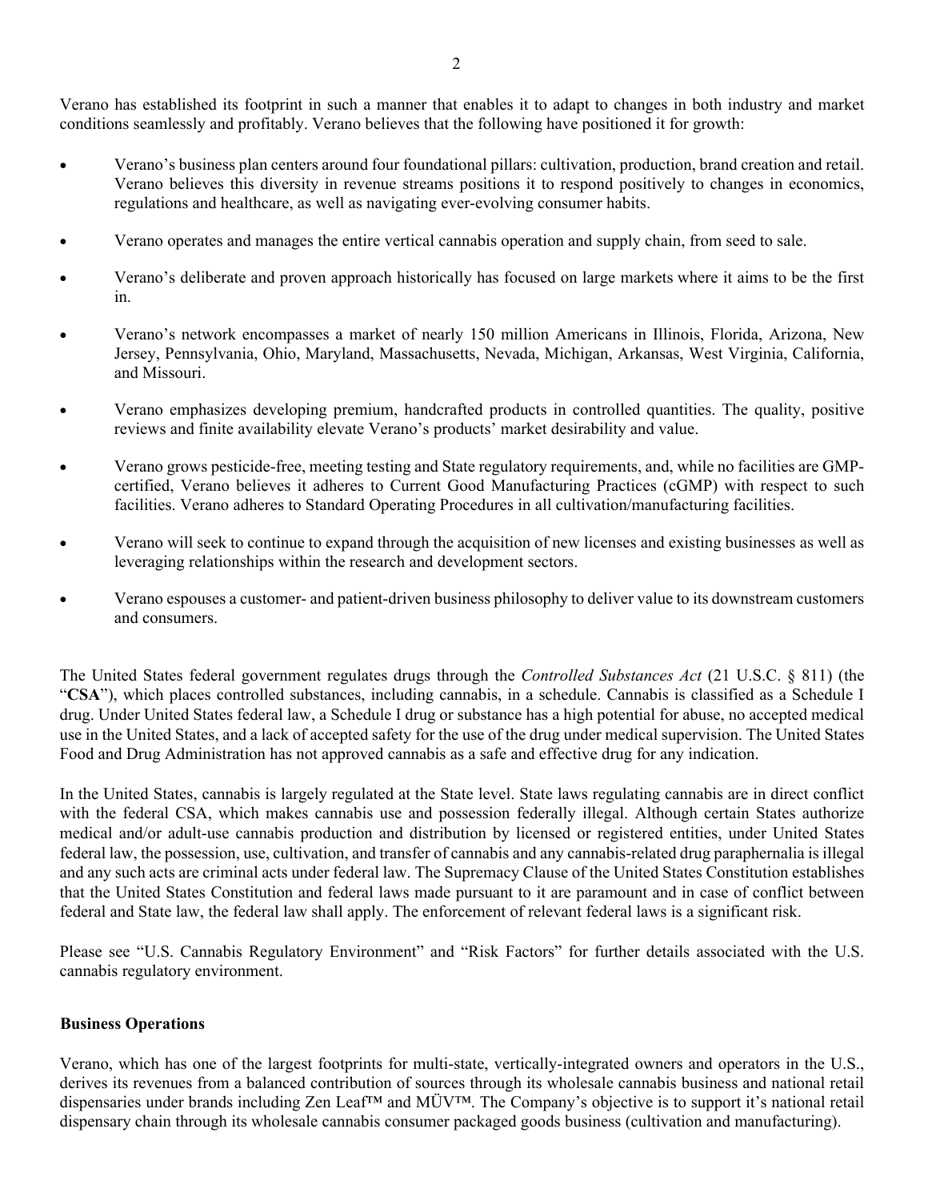Verano has established its footprint in such a manner that enables it to adapt to changes in both industry and market conditions seamlessly and profitably. Verano believes that the following have positioned it for growth:

- Verano's business plan centers around four foundational pillars: cultivation, production, brand creation and retail. Verano believes this diversity in revenue streams positions it to respond positively to changes in economics, regulations and healthcare, as well as navigating ever-evolving consumer habits.
- Verano operates and manages the entire vertical cannabis operation and supply chain, from seed to sale.
- Verano's deliberate and proven approach historically has focused on large markets where it aims to be the first in.
- Verano's network encompasses a market of nearly 150 million Americans in Illinois, Florida, Arizona, New Jersey, Pennsylvania, Ohio, Maryland, Massachusetts, Nevada, Michigan, Arkansas, West Virginia, California, and Missouri.
- Verano emphasizes developing premium, handcrafted products in controlled quantities. The quality, positive reviews and finite availability elevate Verano's products' market desirability and value.
- Verano grows pesticide-free, meeting testing and State regulatory requirements, and, while no facilities are GMP-certified, Verano believes it adheres to Current Good Manufacturing Practices (cGMP) with respect to such facilities. Verano adheres to Standard Operating Procedures in all cultivation/manufacturing facilities.
- Verano will seek to continue to expand through the acquisition of new licenses and existing businesses as well as leveraging relationships within the research and development sectors.
- Verano espouses a customer- and patient-driven business philosophy to deliver value to its downstream customers and consumers.

The United States federal government regulates drugs through the *Controlled Substances Act* (21 U.S.C. § 811) (the "**CSA**"), which places controlled substances, including cannabis, in a schedule. Cannabis is classified as a Schedule I drug. Under United States federal law, a Schedule I drug or substance has a high potential for abuse, no accepted medical use in the United States, and a lack of accepted safety for the use of the drug under medical supervision. The United States Food and Drug Administration has not approved cannabis as a safe and effective drug for any indication.

In the United States, cannabis is largely regulated at the State level. State laws regulating cannabis are in direct conflict with the federal CSA, which makes cannabis use and possession federally illegal. Although certain States authorize medical and/or adult-use cannabis production and distribution by licensed or registered entities, under United States federal law, the possession, use, cultivation, and transfer of cannabis and any cannabis-related drug paraphernalia is illegal and any such acts are criminal acts under federal law. The Supremacy Clause of the United States Constitution establishes that the United States Constitution and federal laws made pursuant to it are paramount and in case of conflict between federal and State law, the federal law shall apply. The enforcement of relevant federal laws is a significant risk.

Please see "U.S. Cannabis Regulatory Environment" and "Risk Factors" for further details associated with the U.S. cannabis regulatory environment.

## Business Operations

Verano, which has one of the largest footprints for multi-state, vertically-integrated owners and operators in the U.S., derives its revenues from a balanced contribution of sources through its wholesale cannabis business and national retail dispensaries under brands including Zen Leaf™ and MÜV™. The Company's objective is to support it's national retail dispensary chain through its wholesale cannabis consumer packaged goods business (cultivation and manufacturing).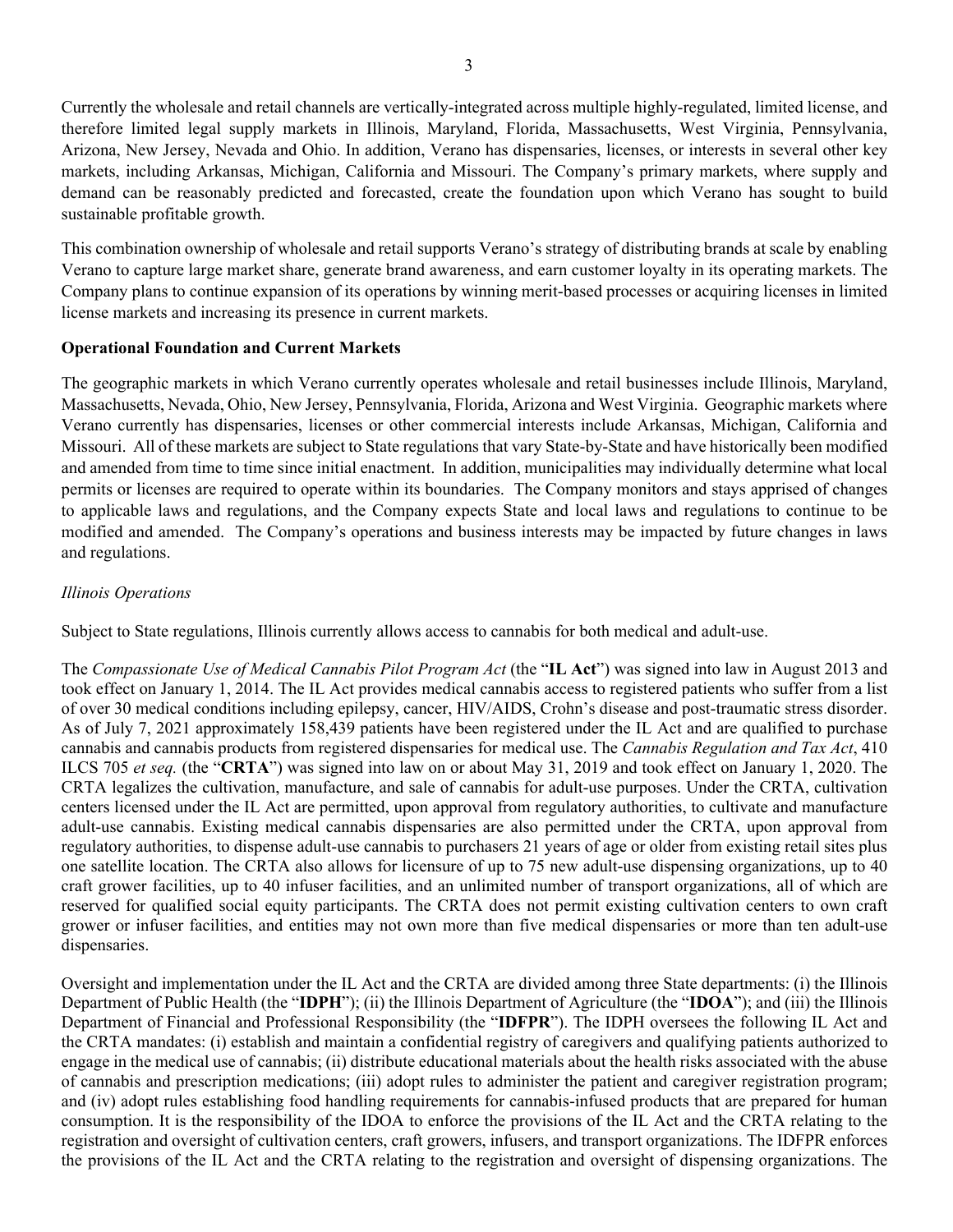Currently the wholesale and retail channels are vertically-integrated across multiple highly-regulated, limited license, and therefore limited legal supply markets in Illinois, Maryland, Florida, Massachusetts, West Virginia, Pennsylvania, Arizona, New Jersey, Nevada and Ohio. In addition, Verano has dispensaries, licenses, or interests in several other key markets, including Arkansas, Michigan, California and Missouri. The Company's primary markets, where supply and demand can be reasonably predicted and forecasted, create the foundation upon which Verano has sought to build sustainable profitable growth.

This combination ownership of wholesale and retail supports Verano's strategy of distributing brands at scale by enabling Verano to capture large market share, generate brand awareness, and earn customer loyalty in its operating markets. The Company plans to continue expansion of its operations by winning merit-based processes or acquiring licenses in limited license markets and increasing its presence in current markets.

**Operational Foundation and Current Markets**

The geographic markets in which Verano currently operates wholesale and retail businesses include Illinois, Maryland, Massachusetts, Nevada, Ohio, New Jersey, Pennsylvania, Florida, Arizona and West Virginia. Geographic markets where Verano currently has dispensaries, licenses or other commercial interests include Arkansas, Michigan, California and Missouri. All of these markets are subject to State regulations that vary State-by-State and have historically been modified and amended from time to time since initial enactment. In addition, municipalities may individually determine what local permits or licenses are required to operate within its boundaries. The Company monitors and stays apprised of changes to applicable laws and regulations, and the Company expects State and local laws and regulations to continue to be modified and amended. The Company's operations and business interests may be impacted by future changes in laws and regulations.

*Illinois Operations*

Subject to State regulations, Illinois currently allows access to cannabis for both medical and adult-use.

The *Compassionate Use of Medical Cannabis Pilot Program Act* (the "**IL Act**") was signed into law in August 2013 and took effect on January 1, 2014. The IL Act provides medical cannabis access to registered patients who suffer from a list of over 30 medical conditions including epilepsy, cancer, HIV/AIDS, Crohn's disease and post-traumatic stress disorder. As of July 7, 2021 approximately 158,439 patients have been registered under the IL Act and are qualified to purchase cannabis and cannabis products from registered dispensaries for medical use. The *Cannabis Regulation and Tax Act*, 410 ILCS 705 *et seq.* (the "**CRTA**") was signed into law on or about May 31, 2019 and took effect on January 1, 2020. The CRTA legalizes the cultivation, manufacture, and sale of cannabis for adult-use purposes. Under the CRTA, cultivation centers licensed under the IL Act are permitted, upon approval from regulatory authorities, to cultivate and manufacture adult-use cannabis. Existing medical cannabis dispensaries are also permitted under the CRTA, upon approval from regulatory authorities, to dispense adult-use cannabis to purchasers 21 years of age or older from existing retail sites plus one satellite location. The CRTA also allows for licensure of up to 75 new adult-use dispensing organizations, up to 40 craft grower facilities, up to 40 infuser facilities, and an unlimited number of transport organizations, all of which are reserved for qualified social equity participants. The CRTA does not permit existing cultivation centers to own craft grower or infuser facilities, and entities may not own more than five medical dispensaries or more than ten adult-use dispensaries.

Oversight and implementation under the IL Act and the CRTA are divided among three State departments: (i) the Illinois Department of Public Health (the "**IDPH**"); (ii) the Illinois Department of Agriculture (the "**IDOA**"); and (iii) the Illinois Department of Financial and Professional Responsibility (the "**IDFPR**"). The IDPH oversees the following IL Act and the CRTA mandates: (i) establish and maintain a confidential registry of caregivers and qualifying patients authorized to engage in the medical use of cannabis; (ii) distribute educational materials about the health risks associated with the abuse of cannabis and prescription medications; (iii) adopt rules to administer the patient and caregiver registration program; and (iv) adopt rules establishing food handling requirements for cannabis-infused products that are prepared for human consumption. It is the responsibility of the IDOA to enforce the provisions of the IL Act and the CRTA relating to the registration and oversight of cultivation centers, craft growers, infusers, and transport organizations. The IDFPR enforces the provisions of the IL Act and the CRTA relating to the registration and oversight of dispensing organizations. The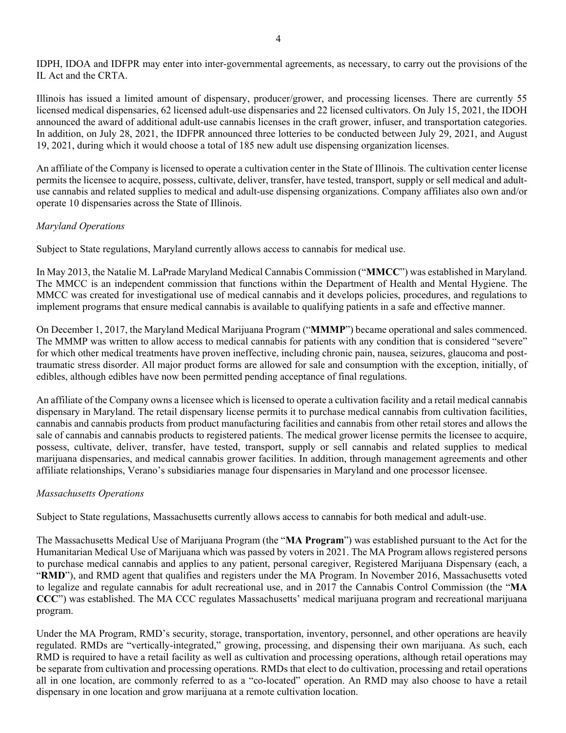IDPH, IDOA and IDFPR may enter into inter-governmental agreements, as necessary, to carry out the provisions of the IL Act and the CRTA.

Illinois has issued a limited amount of dispensary, producer/grower, and processing licenses. There are currently 55 licensed medical dispensaries, 62 licensed adult-use dispensaries and 22 licensed cultivators. On July 15, 2021, the IDOH announced the award of additional adult-use cannabis licenses in the craft grower, infuser, and transportation categories. In addition, on July 28, 2021, the IDFPR announced three lotteries to be conducted between July 29, 2021, and August 19, 2021, during which it would choose a total of 185 new adult use dispensing organization licenses.

An affiliate of the Company is licensed to operate a cultivation center in the State of Illinois. The cultivation center license permits the licensee to acquire, possess, cultivate, deliver, transfer, have tested, transport, supply or sell medical and adult-use cannabis and related supplies to medical and adult-use dispensing organizations. Company affiliates also own and/or operate 10 dispensaries across the State of Illinois.

*Maryland Operations*

Subject to State regulations, Maryland currently allows access to cannabis for medical use.

In May 2013, the Natalie M. LaPrade Maryland Medical Cannabis Commission ("**MMCC**") was established in Maryland. The MMCC is an independent commission that functions within the Department of Health and Mental Hygiene. The MMCC was created for investigational use of medical cannabis and it develops policies, procedures, and regulations to implement programs that ensure medical cannabis is available to qualifying patients in a safe and effective manner.

On December 1, 2017, the Maryland Medical Marijuana Program ("**MMMP**") became operational and sales commenced. The MMMP was written to allow access to medical cannabis for patients with any condition that is considered "severe" for which other medical treatments have proven ineffective, including chronic pain, nausea, seizures, glaucoma and post-traumatic stress disorder. All major product forms are allowed for sale and consumption with the exception, initially, of edibles, although edibles have now been permitted pending acceptance of final regulations.

An affiliate of the Company owns a licensee which is licensed to operate a cultivation facility and a retail medical cannabis dispensary in Maryland. The retail dispensary license permits it to purchase medical cannabis from cultivation facilities, cannabis and cannabis products from product manufacturing facilities and cannabis from other retail stores and allows the sale of cannabis and cannabis products to registered patients. The medical grower license permits the licensee to acquire, possess, cultivate, deliver, transfer, have tested, transport, supply or sell cannabis and related supplies to medical marijuana dispensaries, and medical cannabis grower facilities. In addition, through management agreements and other affiliate relationships, Verano's subsidiaries manage four dispensaries in Maryland and one processor licensee.

*Massachusetts Operations*

Subject to State regulations, Massachusetts currently allows access to cannabis for both medical and adult-use.

The Massachusetts Medical Use of Marijuana Program (the "**MA Program**") was established pursuant to the Act for the Humanitarian Medical Use of Marijuana which was passed by voters in 2021. The MA Program allows registered persons to purchase medical cannabis and applies to any patient, personal caregiver, Registered Marijuana Dispensary (each, a "**RMD**"), and RMD agent that qualifies and registers under the MA Program. In November 2016, Massachusetts voted to legalize and regulate cannabis for adult recreational use, and in 2017 the Cannabis Control Commission (the "**MA CCC**") was established. The MA CCC regulates Massachusetts' medical marijuana program and recreational marijuana program.

Under the MA Program, RMD's security, storage, transportation, inventory, personnel, and other operations are heavily regulated. RMDs are "vertically-integrated," growing, processing, and dispensing their own marijuana. As such, each RMD is required to have a retail facility as well as cultivation and processing operations, although retail operations may be separate from cultivation and processing operations. RMDs that elect to do cultivation, processing and retail operations all in one location, are commonly referred to as a "co-located" operation. An RMD may also choose to have a retail dispensary in one location and grow marijuana at a remote cultivation location.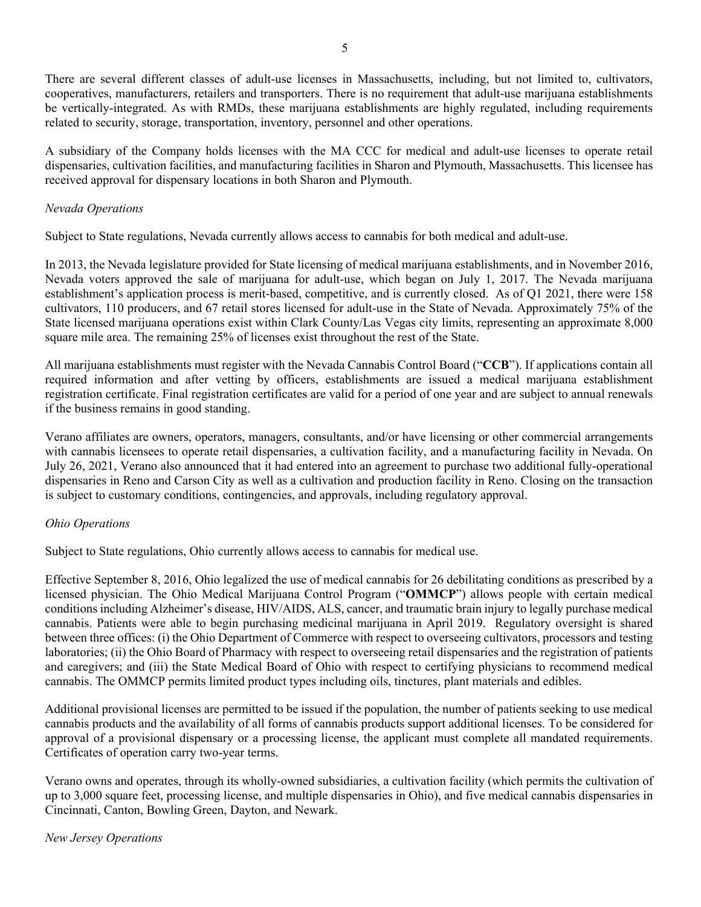There are several different classes of adult-use licenses in Massachusetts, including, but not limited to, cultivators, cooperatives, manufacturers, retailers and transporters. There is no requirement that adult-use marijuana establishments be vertically-integrated. As with RMDs, these marijuana establishments are highly regulated, including requirements related to security, storage, transportation, inventory, personnel and other operations.

A subsidiary of the Company holds licenses with the MA CCC for medical and adult-use licenses to operate retail dispensaries, cultivation facilities, and manufacturing facilities in Sharon and Plymouth, Massachusetts. This licensee has received approval for dispensary locations in both Sharon and Plymouth.

*Nevada Operations*

Subject to State regulations, Nevada currently allows access to cannabis for both medical and adult-use.

In 2013, the Nevada legislature provided for State licensing of medical marijuana establishments, and in November 2016, Nevada voters approved the sale of marijuana for adult-use, which began on July 1, 2017. The Nevada marijuana establishment's application process is merit-based, competitive, and is currently closed. As of Q1 2021, there were 158 cultivators, 110 producers, and 67 retail stores licensed for adult-use in the State of Nevada. Approximately 75% of the State licensed marijuana operations exist within Clark County/Las Vegas city limits, representing an approximate 8,000 square mile area. The remaining 25% of licenses exist throughout the rest of the State.

All marijuana establishments must register with the Nevada Cannabis Control Board ("**CCB**"). If applications contain all required information and after vetting by officers, establishments are issued a medical marijuana establishment registration certificate. Final registration certificates are valid for a period of one year and are subject to annual renewals if the business remains in good standing.

Verano affiliates are owners, operators, managers, consultants, and/or have licensing or other commercial arrangements with cannabis licensees to operate retail dispensaries, a cultivation facility, and a manufacturing facility in Nevada. On July 26, 2021, Verano also announced that it had entered into an agreement to purchase two additional fully-operational dispensaries in Reno and Carson City as well as a cultivation and production facility in Reno. Closing on the transaction is subject to customary conditions, contingencies, and approvals, including regulatory approval.

*Ohio Operations*

Subject to State regulations, Ohio currently allows access to cannabis for medical use.

Effective September 8, 2016, Ohio legalized the use of medical cannabis for 26 debilitating conditions as prescribed by a licensed physician. The Ohio Medical Marijuana Control Program ("**OMMCP**") allows people with certain medical conditions including Alzheimer's disease, HIV/AIDS, ALS, cancer, and traumatic brain injury to legally purchase medical cannabis. Patients were able to begin purchasing medicinal marijuana in April 2019. Regulatory oversight is shared between three offices: (i) the Ohio Department of Commerce with respect to overseeing cultivators, processors and testing laboratories; (ii) the Ohio Board of Pharmacy with respect to overseeing retail dispensaries and the registration of patients and caregivers; and (iii) the State Medical Board of Ohio with respect to certifying physicians to recommend medical cannabis. The OMMCP permits limited product types including oils, tinctures, plant materials and edibles.

Additional provisional licenses are permitted to be issued if the population, the number of patients seeking to use medical cannabis products and the availability of all forms of cannabis products support additional licenses. To be considered for approval of a provisional dispensary or a processing license, the applicant must complete all mandated requirements. Certificates of operation carry two-year terms.

Verano owns and operates, through its wholly-owned subsidiaries, a cultivation facility (which permits the cultivation of up to 3,000 square feet, processing license, and multiple dispensaries in Ohio), and five medical cannabis dispensaries in Cincinnati, Canton, Bowling Green, Dayton, and Newark.

*New Jersey Operations*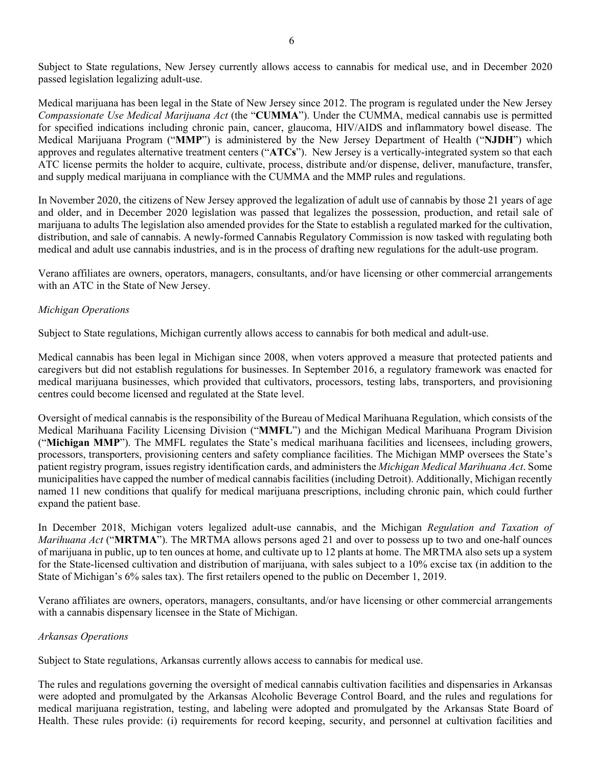Subject to State regulations, New Jersey currently allows access to cannabis for medical use, and in December 2020 passed legislation legalizing adult-use.

Medical marijuana has been legal in the State of New Jersey since 2012. The program is regulated under the New Jersey *Compassionate Use Medical Marijuana Act* (the "**CUMMA**"). Under the CUMMA, medical cannabis use is permitted for specified indications including chronic pain, cancer, glaucoma, HIV/AIDS and inflammatory bowel disease. The Medical Marijuana Program ("**MMP**") is administered by the New Jersey Department of Health ("**NJDH**") which approves and regulates alternative treatment centers ("**ATCs**"). New Jersey is a vertically-integrated system so that each ATC license permits the holder to acquire, cultivate, process, distribute and/or dispense, deliver, manufacture, transfer, and supply medical marijuana in compliance with the CUMMA and the MMP rules and regulations.

In November 2020, the citizens of New Jersey approved the legalization of adult use of cannabis by those 21 years of age and older, and in December 2020 legislation was passed that legalizes the possession, production, and retail sale of marijuana to adults The legislation also amended provides for the State to establish a regulated marked for the cultivation, distribution, and sale of cannabis. A newly-formed Cannabis Regulatory Commission is now tasked with regulating both medical and adult use cannabis industries, and is in the process of drafting new regulations for the adult-use program.

Verano affiliates are owners, operators, managers, consultants, and/or have licensing or other commercial arrangements with an ATC in the State of New Jersey.

*Michigan Operations*

Subject to State regulations, Michigan currently allows access to cannabis for both medical and adult-use.

Medical cannabis has been legal in Michigan since 2008, when voters approved a measure that protected patients and caregivers but did not establish regulations for businesses. In September 2016, a regulatory framework was enacted for medical marijuana businesses, which provided that cultivators, processors, testing labs, transporters, and provisioning centres could become licensed and regulated at the State level.

Oversight of medical cannabis is the responsibility of the Bureau of Medical Marihuana Regulation, which consists of the Medical Marihuana Facility Licensing Division ("**MMFL**") and the Michigan Medical Marihuana Program Division ("**Michigan MMP**"). The MMFL regulates the State's medical marihuana facilities and licensees, including growers, processors, transporters, provisioning centers and safety compliance facilities. The Michigan MMP oversees the State's patient registry program, issues registry identification cards, and administers the *Michigan Medical Marihuana Act*. Some municipalities have capped the number of medical cannabis facilities (including Detroit). Additionally, Michigan recently named 11 new conditions that qualify for medical marijuana prescriptions, including chronic pain, which could further expand the patient base.

In December 2018, Michigan voters legalized adult-use cannabis, and the Michigan *Regulation and Taxation of Marihuana Act* ("**MRTMA**"). The MRTMA allows persons aged 21 and over to possess up to two and one-half ounces of marijuana in public, up to ten ounces at home, and cultivate up to 12 plants at home. The MRTMA also sets up a system for the State-licensed cultivation and distribution of marijuana, with sales subject to a 10% excise tax (in addition to the State of Michigan's 6% sales tax). The first retailers opened to the public on December 1, 2019.

Verano affiliates are owners, operators, managers, consultants, and/or have licensing or other commercial arrangements with a cannabis dispensary licensee in the State of Michigan.

*Arkansas Operations*

Subject to State regulations, Arkansas currently allows access to cannabis for medical use.

The rules and regulations governing the oversight of medical cannabis cultivation facilities and dispensaries in Arkansas were adopted and promulgated by the Arkansas Alcoholic Beverage Control Board, and the rules and regulations for medical marijuana registration, testing, and labeling were adopted and promulgated by the Arkansas State Board of Health. These rules provide: (i) requirements for record keeping, security, and personnel at cultivation facilities and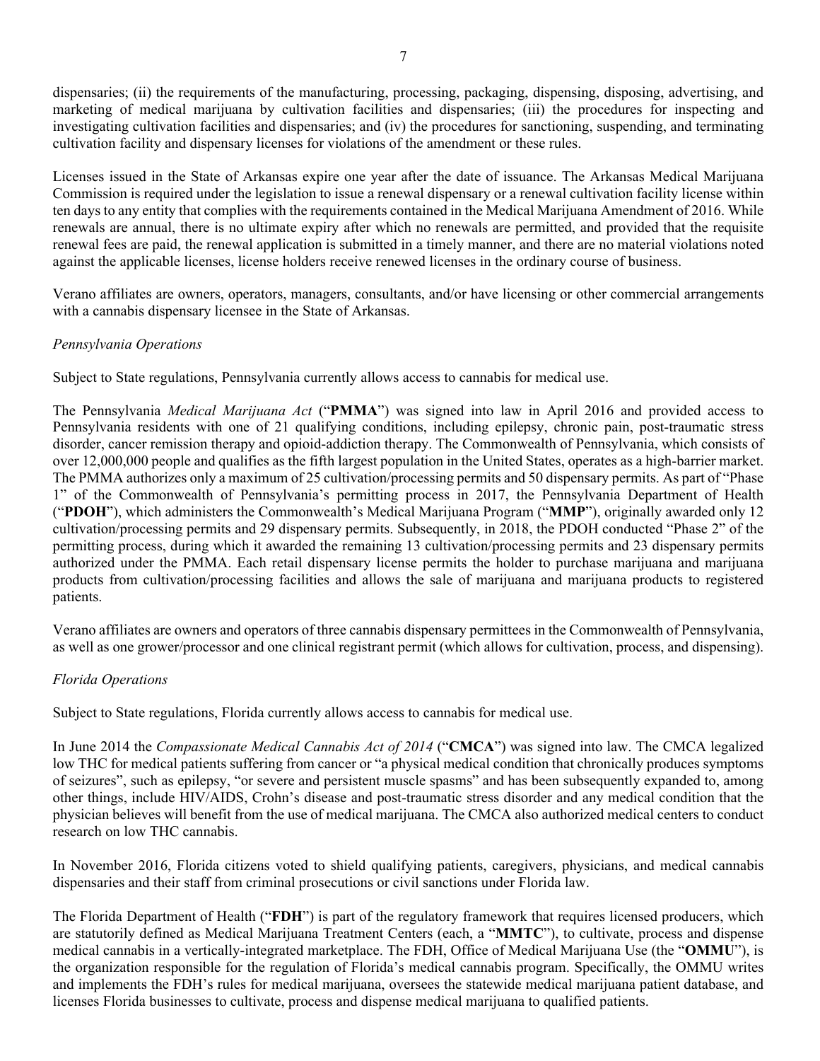dispensaries; (ii) the requirements of the manufacturing, processing, packaging, dispensing, disposing, advertising, and marketing of medical marijuana by cultivation facilities and dispensaries; (iii) the procedures for inspecting and investigating cultivation facilities and dispensaries; and (iv) the procedures for sanctioning, suspending, and terminating cultivation facility and dispensary licenses for violations of the amendment or these rules.

Licenses issued in the State of Arkansas expire one year after the date of issuance. The Arkansas Medical Marijuana Commission is required under the legislation to issue a renewal dispensary or a renewal cultivation facility license within ten days to any entity that complies with the requirements contained in the Medical Marijuana Amendment of 2016. While renewals are annual, there is no ultimate expiry after which no renewals are permitted, and provided that the requisite renewal fees are paid, the renewal application is submitted in a timely manner, and there are no material violations noted against the applicable licenses, license holders receive renewed licenses in the ordinary course of business.

Verano affiliates are owners, operators, managers, consultants, and/or have licensing or other commercial arrangements with a cannabis dispensary licensee in the State of Arkansas.

*Pennsylvania Operations*

Subject to State regulations, Pennsylvania currently allows access to cannabis for medical use.

The Pennsylvania *Medical Marijuana Act* ("**PMMA**") was signed into law in April 2016 and provided access to Pennsylvania residents with one of 21 qualifying conditions, including epilepsy, chronic pain, post-traumatic stress disorder, cancer remission therapy and opioid-addiction therapy. The Commonwealth of Pennsylvania, which consists of over 12,000,000 people and qualifies as the fifth largest population in the United States, operates as a high-barrier market. The PMMA authorizes only a maximum of 25 cultivation/processing permits and 50 dispensary permits. As part of "Phase 1" of the Commonwealth of Pennsylvania's permitting process in 2017, the Pennsylvania Department of Health ("**PDOH**"), which administers the Commonwealth's Medical Marijuana Program ("**MMP**"), originally awarded only 12 cultivation/processing permits and 29 dispensary permits. Subsequently, in 2018, the PDOH conducted "Phase 2" of the permitting process, during which it awarded the remaining 13 cultivation/processing permits and 23 dispensary permits authorized under the PMMA. Each retail dispensary license permits the holder to purchase marijuana and marijuana products from cultivation/processing facilities and allows the sale of marijuana and marijuana products to registered patients.

Verano affiliates are owners and operators of three cannabis dispensary permittees in the Commonwealth of Pennsylvania, as well as one grower/processor and one clinical registrant permit (which allows for cultivation, process, and dispensing).

*Florida Operations*

Subject to State regulations, Florida currently allows access to cannabis for medical use.

In June 2014 the *Compassionate Medical Cannabis Act of 2014* ("**CMCA**") was signed into law. The CMCA legalized low THC for medical patients suffering from cancer or "a physical medical condition that chronically produces symptoms of seizures", such as epilepsy, "or severe and persistent muscle spasms" and has been subsequently expanded to, among other things, include HIV/AIDS, Crohn's disease and post-traumatic stress disorder and any medical condition that the physician believes will benefit from the use of medical marijuana. The CMCA also authorized medical centers to conduct research on low THC cannabis.

In November 2016, Florida citizens voted to shield qualifying patients, caregivers, physicians, and medical cannabis dispensaries and their staff from criminal prosecutions or civil sanctions under Florida law.

The Florida Department of Health ("**FDH**") is part of the regulatory framework that requires licensed producers, which are statutorily defined as Medical Marijuana Treatment Centers (each, a "**MMTC**"), to cultivate, process and dispense medical cannabis in a vertically-integrated marketplace. The FDH, Office of Medical Marijuana Use (the "**OMMU**"), is the organization responsible for the regulation of Florida's medical cannabis program. Specifically, the OMMU writes and implements the FDH's rules for medical marijuana, oversees the statewide medical marijuana patient database, and licenses Florida businesses to cultivate, process and dispense medical marijuana to qualified patients.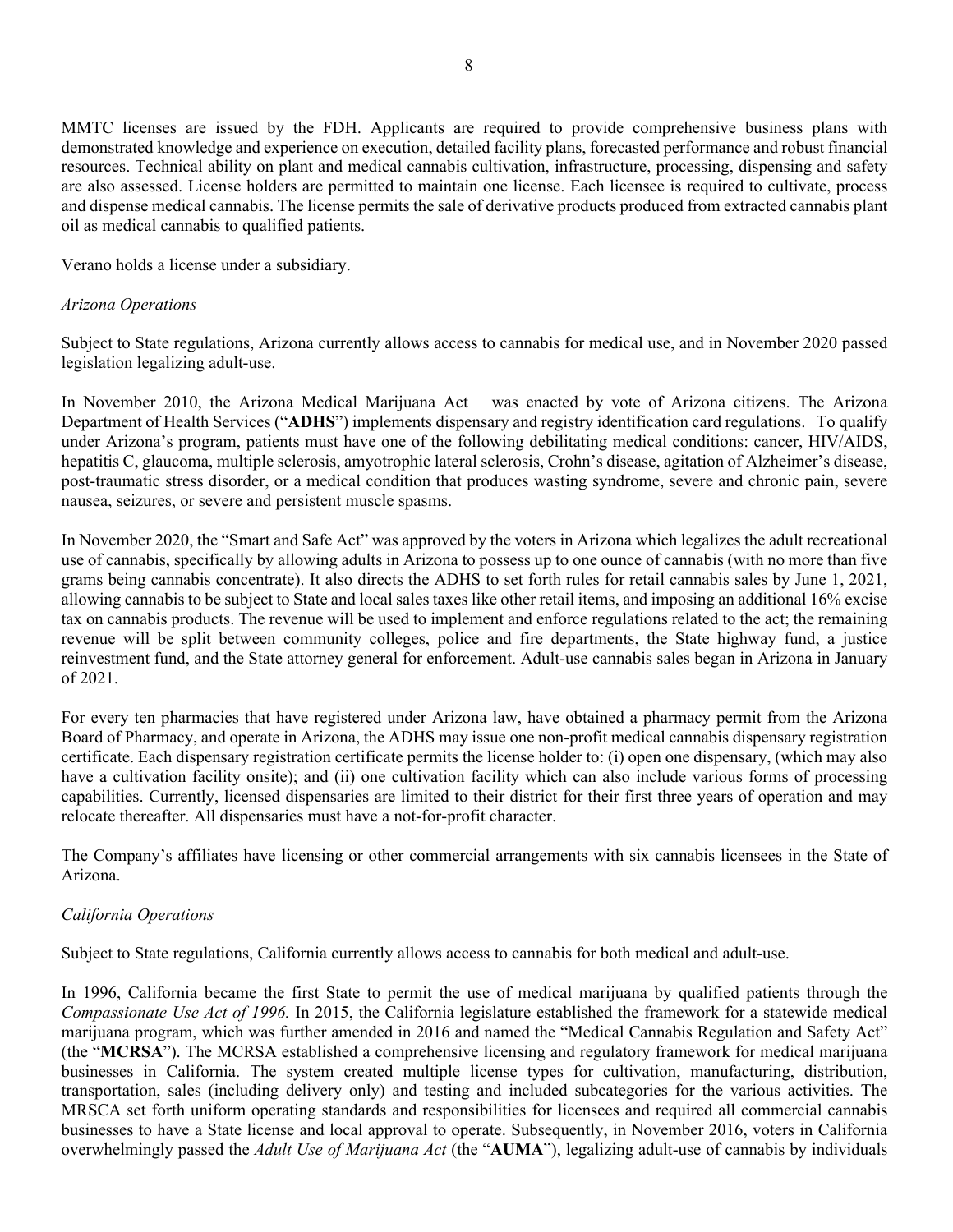MMTC licenses are issued by the FDH. Applicants are required to provide comprehensive business plans with demonstrated knowledge and experience on execution, detailed facility plans, forecasted performance and robust financial resources. Technical ability on plant and medical cannabis cultivation, infrastructure, processing, dispensing and safety are also assessed. License holders are permitted to maintain one license. Each licensee is required to cultivate, process and dispense medical cannabis. The license permits the sale of derivative products produced from extracted cannabis plant oil as medical cannabis to qualified patients.

Verano holds a license under a subsidiary.

*Arizona Operations*

Subject to State regulations, Arizona currently allows access to cannabis for medical use, and in November 2020 passed legislation legalizing adult-use.

In November 2010, the Arizona Medical Marijuana Act was enacted by vote of Arizona citizens. The Arizona Department of Health Services ("**ADHS**") implements dispensary and registry identification card regulations. To qualify under Arizona's program, patients must have one of the following debilitating medical conditions: cancer, HIV/AIDS, hepatitis C, glaucoma, multiple sclerosis, amyotrophic lateral sclerosis, Crohn's disease, agitation of Alzheimer's disease, post-traumatic stress disorder, or a medical condition that produces wasting syndrome, severe and chronic pain, severe nausea, seizures, or severe and persistent muscle spasms.

In November 2020, the "Smart and Safe Act" was approved by the voters in Arizona which legalizes the adult recreational use of cannabis, specifically by allowing adults in Arizona to possess up to one ounce of cannabis (with no more than five grams being cannabis concentrate). It also directs the ADHS to set forth rules for retail cannabis sales by June 1, 2021, allowing cannabis to be subject to State and local sales taxes like other retail items, and imposing an additional 16% excise tax on cannabis products. The revenue will be used to implement and enforce regulations related to the act; the remaining revenue will be split between community colleges, police and fire departments, the State highway fund, a justice reinvestment fund, and the State attorney general for enforcement. Adult-use cannabis sales began in Arizona in January of 2021.

For every ten pharmacies that have registered under Arizona law, have obtained a pharmacy permit from the Arizona Board of Pharmacy, and operate in Arizona, the ADHS may issue one non-profit medical cannabis dispensary registration certificate. Each dispensary registration certificate permits the license holder to: (i) open one dispensary, (which may also have a cultivation facility onsite); and (ii) one cultivation facility which can also include various forms of processing capabilities. Currently, licensed dispensaries are limited to their district for their first three years of operation and may relocate thereafter. All dispensaries must have a not-for-profit character.

The Company's affiliates have licensing or other commercial arrangements with six cannabis licensees in the State of Arizona.

*California Operations*

Subject to State regulations, California currently allows access to cannabis for both medical and adult-use.

In 1996, California became the first State to permit the use of medical marijuana by qualified patients through the *Compassionate Use Act of 1996.* In 2015, the California legislature established the framework for a statewide medical marijuana program, which was further amended in 2016 and named the "Medical Cannabis Regulation and Safety Act" (the "**MCRSA**"). The MCRSA established a comprehensive licensing and regulatory framework for medical marijuana businesses in California. The system created multiple license types for cultivation, manufacturing, distribution, transportation, sales (including delivery only) and testing and included subcategories for the various activities. The MRSCA set forth uniform operating standards and responsibilities for licensees and required all commercial cannabis businesses to have a State license and local approval to operate. Subsequently, in November 2016, voters in California overwhelmingly passed the *Adult Use of Marijuana Act* (the "**AUMA**"), legalizing adult-use of cannabis by individuals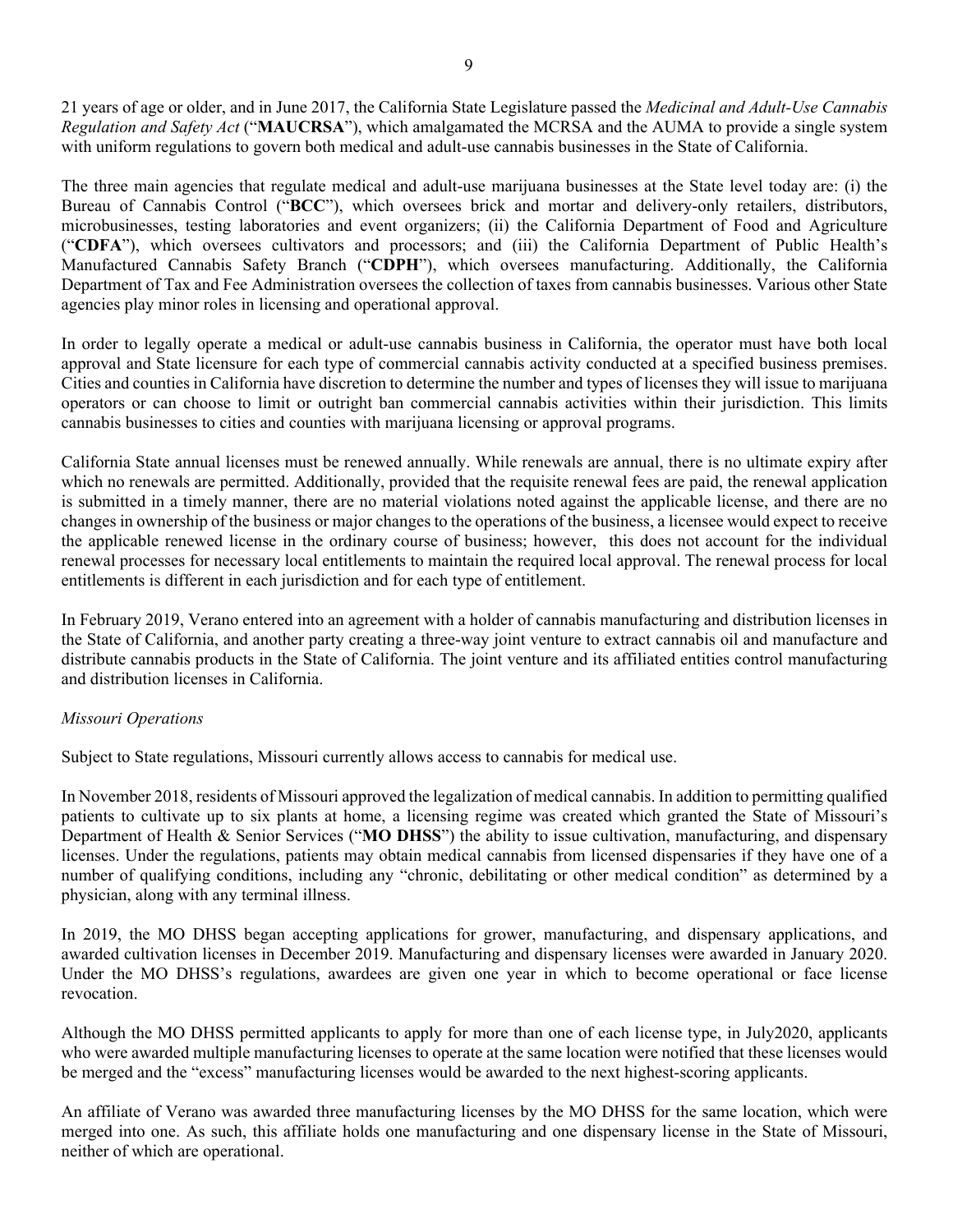21 years of age or older, and in June 2017, the California State Legislature passed the *Medicinal and Adult-Use Cannabis Regulation and Safety Act* ("**MAUCRSA**"), which amalgamated the MCRSA and the AUMA to provide a single system with uniform regulations to govern both medical and adult-use cannabis businesses in the State of California.

The three main agencies that regulate medical and adult-use marijuana businesses at the State level today are: (i) the Bureau of Cannabis Control ("**BCC**"), which oversees brick and mortar and delivery-only retailers, distributors, microbusinesses, testing laboratories and event organizers; (ii) the California Department of Food and Agriculture ("**CDFA**"), which oversees cultivators and processors; and (iii) the California Department of Public Health's Manufactured Cannabis Safety Branch ("**CDPH**"), which oversees manufacturing. Additionally, the California Department of Tax and Fee Administration oversees the collection of taxes from cannabis businesses. Various other State agencies play minor roles in licensing and operational approval.

In order to legally operate a medical or adult-use cannabis business in California, the operator must have both local approval and State licensure for each type of commercial cannabis activity conducted at a specified business premises. Cities and counties in California have discretion to determine the number and types of licenses they will issue to marijuana operators or can choose to limit or outright ban commercial cannabis activities within their jurisdiction. This limits cannabis businesses to cities and counties with marijuana licensing or approval programs.

California State annual licenses must be renewed annually. While renewals are annual, there is no ultimate expiry after which no renewals are permitted. Additionally, provided that the requisite renewal fees are paid, the renewal application is submitted in a timely manner, there are no material violations noted against the applicable license, and there are no changes in ownership of the business or major changes to the operations of the business, a licensee would expect to receive the applicable renewed license in the ordinary course of business; however, this does not account for the individual renewal processes for necessary local entitlements to maintain the required local approval. The renewal process for local entitlements is different in each jurisdiction and for each type of entitlement.

In February 2019, Verano entered into an agreement with a holder of cannabis manufacturing and distribution licenses in the State of California, and another party creating a three-way joint venture to extract cannabis oil and manufacture and distribute cannabis products in the State of California. The joint venture and its affiliated entities control manufacturing and distribution licenses in California.

*Missouri Operations*

Subject to State regulations, Missouri currently allows access to cannabis for medical use.

In November 2018, residents of Missouri approved the legalization of medical cannabis. In addition to permitting qualified patients to cultivate up to six plants at home, a licensing regime was created which granted the State of Missouri's Department of Health & Senior Services ("**MO DHSS**") the ability to issue cultivation, manufacturing, and dispensary licenses. Under the regulations, patients may obtain medical cannabis from licensed dispensaries if they have one of a number of qualifying conditions, including any "chronic, debilitating or other medical condition" as determined by a physician, along with any terminal illness.

In 2019, the MO DHSS began accepting applications for grower, manufacturing, and dispensary applications, and awarded cultivation licenses in December 2019. Manufacturing and dispensary licenses were awarded in January 2020. Under the MO DHSS's regulations, awardees are given one year in which to become operational or face license revocation.

Although the MO DHSS permitted applicants to apply for more than one of each license type, in July2020, applicants who were awarded multiple manufacturing licenses to operate at the same location were notified that these licenses would be merged and the "excess" manufacturing licenses would be awarded to the next highest-scoring applicants.

An affiliate of Verano was awarded three manufacturing licenses by the MO DHSS for the same location, which were merged into one. As such, this affiliate holds one manufacturing and one dispensary license in the State of Missouri, neither of which are operational.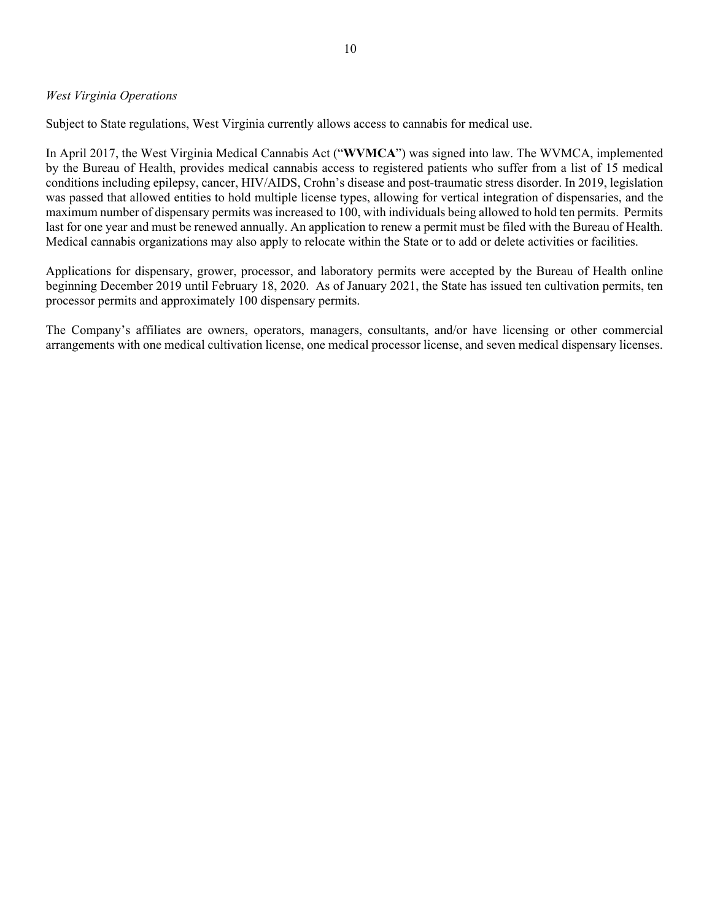*West Virginia Operations*

Subject to State regulations, West Virginia currently allows access to cannabis for medical use.

In April 2017, the West Virginia Medical Cannabis Act ("**WVMCA**") was signed into law. The WVMCA, implemented by the Bureau of Health, provides medical cannabis access to registered patients who suffer from a list of 15 medical conditions including epilepsy, cancer, HIV/AIDS, Crohn's disease and post-traumatic stress disorder. In 2019, legislation was passed that allowed entities to hold multiple license types, allowing for vertical integration of dispensaries, and the maximum number of dispensary permits was increased to 100, with individuals being allowed to hold ten permits. Permits last for one year and must be renewed annually. An application to renew a permit must be filed with the Bureau of Health. Medical cannabis organizations may also apply to relocate within the State or to add or delete activities or facilities.

Applications for dispensary, grower, processor, and laboratory permits were accepted by the Bureau of Health online beginning December 2019 until February 18, 2020. As of January 2021, the State has issued ten cultivation permits, ten processor permits and approximately 100 dispensary permits.

The Company's affiliates are owners, operators, managers, consultants, and/or have licensing or other commercial arrangements with one medical cultivation license, one medical processor license, and seven medical dispensary licenses.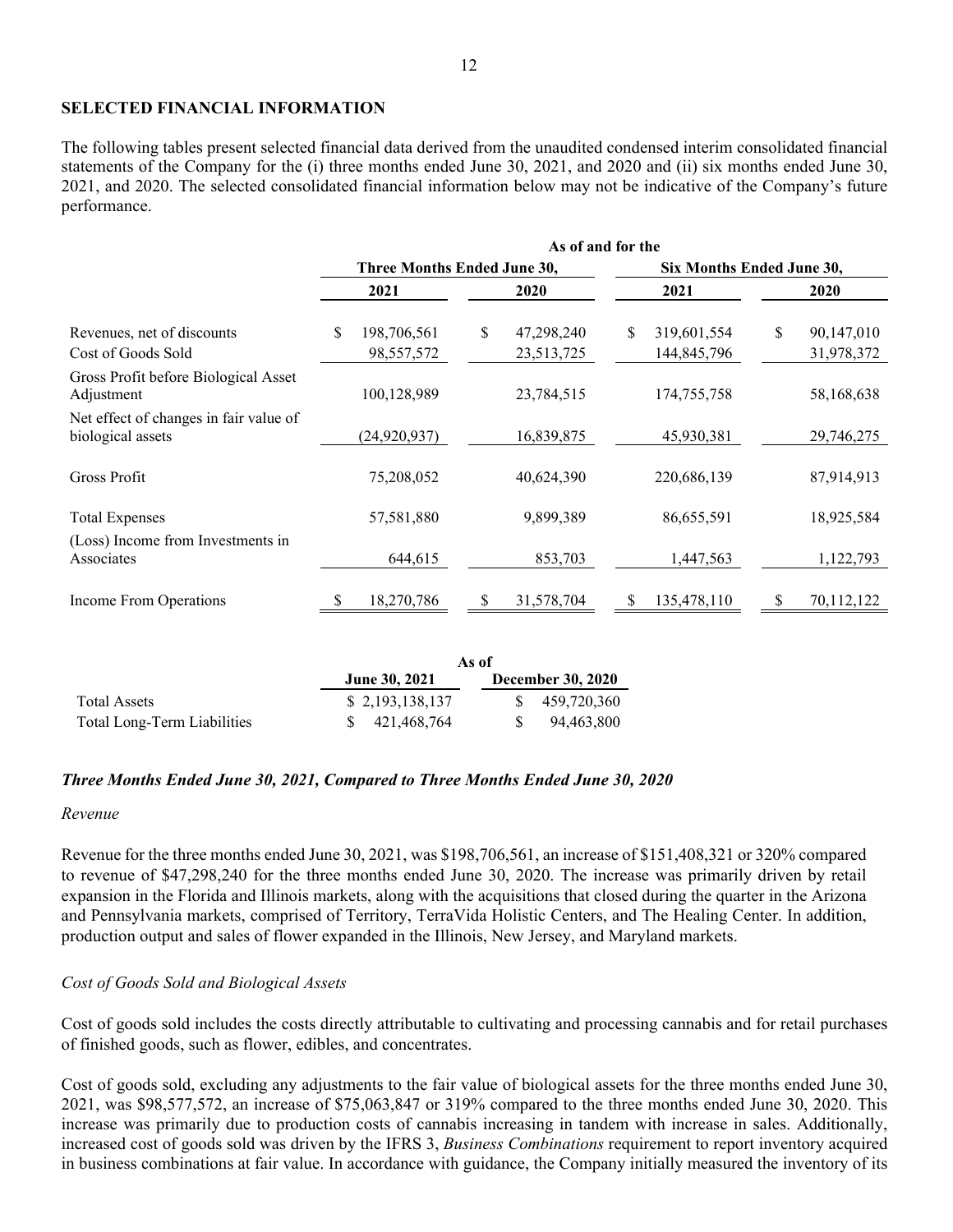## SELECTED FINANCIAL INFORMATION

The following tables present selected financial data derived from the unaudited condensed interim consolidated financial statements of the Company for the (i) three months ended June 30, 2021, and 2020 and (ii) six months ended June 30, 2021, and 2020. The selected consolidated financial information below may not be indicative of the Company's future performance.

| | As of and for the | | | |
|---|---|---|---|---|
| | Three Months Ended June 30, | | Six Months Ended June 30, | |
| | 2021 | 2020 | 2021 | 2020 |
| Revenues, net of discounts | $ 198,706,561 | $ 47,298,240 | $ 319,601,554 | $ 90,147,010 |
| Cost of Goods Sold | 98,557,572 | 23,513,725 | 144,845,796 | 31,978,372 |
| Gross Profit before Biological Asset Adjustment | 100,128,989 | 23,784,515 | 174,755,758 | 58,168,638 |
| Net effect of changes in fair value of biological assets | (24,920,937) | 16,839,875 | 45,930,381 | 29,746,275 |
| Gross Profit | 75,208,052 | 40,624,390 | 220,686,139 | 87,914,913 |
| Total Expenses | 57,581,880 | 9,899,389 | 86,655,591 | 18,925,584 |
| (Loss) Income from Investments in Associates | 644,615 | 853,703 | 1,447,563 | 1,122,793 |
| Income From Operations | $ 18,270,786 | $ 31,578,704 | $ 135,478,110 | $ 70,112,122 |

| | As of | |
|---|---|---|
| | June 30, 2021 | December 30, 2020 |
| Total Assets | $ 2,193,138,137 | $ 459,720,360 |
| Total Long-Term Liabilities | $ 421,468,764 | $ 94,463,800 |

### *Three Months Ended June 30, 2021, Compared to Three Months Ended June 30, 2020*

*Revenue*

Revenue for the three months ended June 30, 2021, was $198,706,561, an increase of $151,408,321 or 320% compared to revenue of $47,298,240 for the three months ended June 30, 2020. The increase was primarily driven by retail expansion in the Florida and Illinois markets, along with the acquisitions that closed during the quarter in the Arizona and Pennsylvania markets, comprised of Territory, TerraVida Holistic Centers, and The Healing Center. In addition, production output and sales of flower expanded in the Illinois, New Jersey, and Maryland markets.

*Cost of Goods Sold and Biological Assets*

Cost of goods sold includes the costs directly attributable to cultivating and processing cannabis and for retail purchases of finished goods, such as flower, edibles, and concentrates.

Cost of goods sold, excluding any adjustments to the fair value of biological assets for the three months ended June 30, 2021, was $98,577,572, an increase of $75,063,847 or 319% compared to the three months ended June 30, 2020. This increase was primarily due to production costs of cannabis increasing in tandem with increase in sales. Additionally, increased cost of goods sold was driven by the IFRS 3, *Business Combinations* requirement to report inventory acquired in business combinations at fair value. In accordance with guidance, the Company initially measured the inventory of its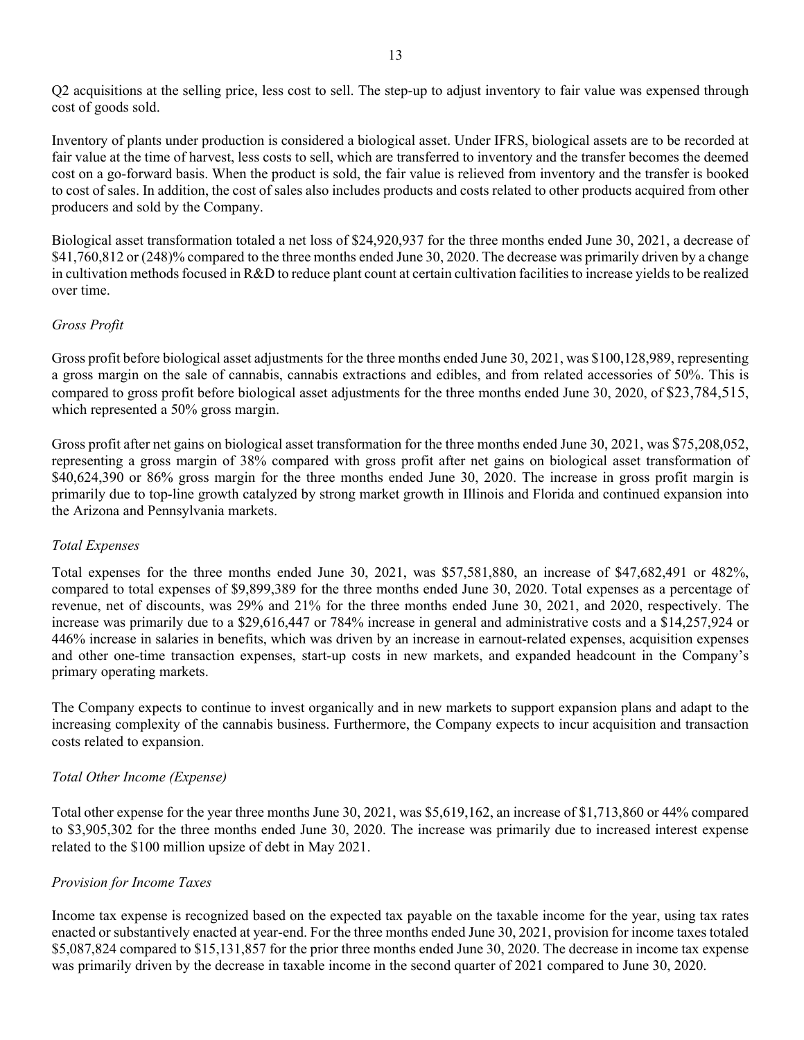Q2 acquisitions at the selling price, less cost to sell. The step-up to adjust inventory to fair value was expensed through cost of goods sold.

Inventory of plants under production is considered a biological asset. Under IFRS, biological assets are to be recorded at fair value at the time of harvest, less costs to sell, which are transferred to inventory and the transfer becomes the deemed cost on a go-forward basis. When the product is sold, the fair value is relieved from inventory and the transfer is booked to cost of sales. In addition, the cost of sales also includes products and costs related to other products acquired from other producers and sold by the Company.

Biological asset transformation totaled a net loss of $24,920,937 for the three months ended June 30, 2021, a decrease of $41,760,812 or (248)% compared to the three months ended June 30, 2020. The decrease was primarily driven by a change in cultivation methods focused in R&D to reduce plant count at certain cultivation facilities to increase yields to be realized over time.

*Gross Profit*

Gross profit before biological asset adjustments for the three months ended June 30, 2021, was $100,128,989, representing a gross margin on the sale of cannabis, cannabis extractions and edibles, and from related accessories of 50%. This is compared to gross profit before biological asset adjustments for the three months ended June 30, 2020, of $23,784,515, which represented a 50% gross margin.

Gross profit after net gains on biological asset transformation for the three months ended June 30, 2021, was $75,208,052, representing a gross margin of 38% compared with gross profit after net gains on biological asset transformation of $40,624,390 or 86% gross margin for the three months ended June 30, 2020. The increase in gross profit margin is primarily due to top-line growth catalyzed by strong market growth in Illinois and Florida and continued expansion into the Arizona and Pennsylvania markets.

*Total Expenses*

Total expenses for the three months ended June 30, 2021, was $57,581,880, an increase of $47,682,491 or 482%, compared to total expenses of $9,899,389 for the three months ended June 30, 2020. Total expenses as a percentage of revenue, net of discounts, was 29% and 21% for the three months ended June 30, 2021, and 2020, respectively. The increase was primarily due to a $29,616,447 or 784% increase in general and administrative costs and a $14,257,924 or 446% increase in salaries in benefits, which was driven by an increase in earnout-related expenses, acquisition expenses and other one-time transaction expenses, start-up costs in new markets, and expanded headcount in the Company's primary operating markets.

The Company expects to continue to invest organically and in new markets to support expansion plans and adapt to the increasing complexity of the cannabis business. Furthermore, the Company expects to incur acquisition and transaction costs related to expansion.

*Total Other Income (Expense)*

Total other expense for the year three months June 30, 2021, was $5,619,162, an increase of $1,713,860 or 44% compared to $3,905,302 for the three months ended June 30, 2020. The increase was primarily due to increased interest expense related to the $100 million upsize of debt in May 2021.

*Provision for Income Taxes*

Income tax expense is recognized based on the expected tax payable on the taxable income for the year, using tax rates enacted or substantively enacted at year-end. For the three months ended June 30, 2021, provision for income taxes totaled $5,087,824 compared to $15,131,857 for the prior three months ended June 30, 2020. The decrease in income tax expense was primarily driven by the decrease in taxable income in the second quarter of 2021 compared to June 30, 2020.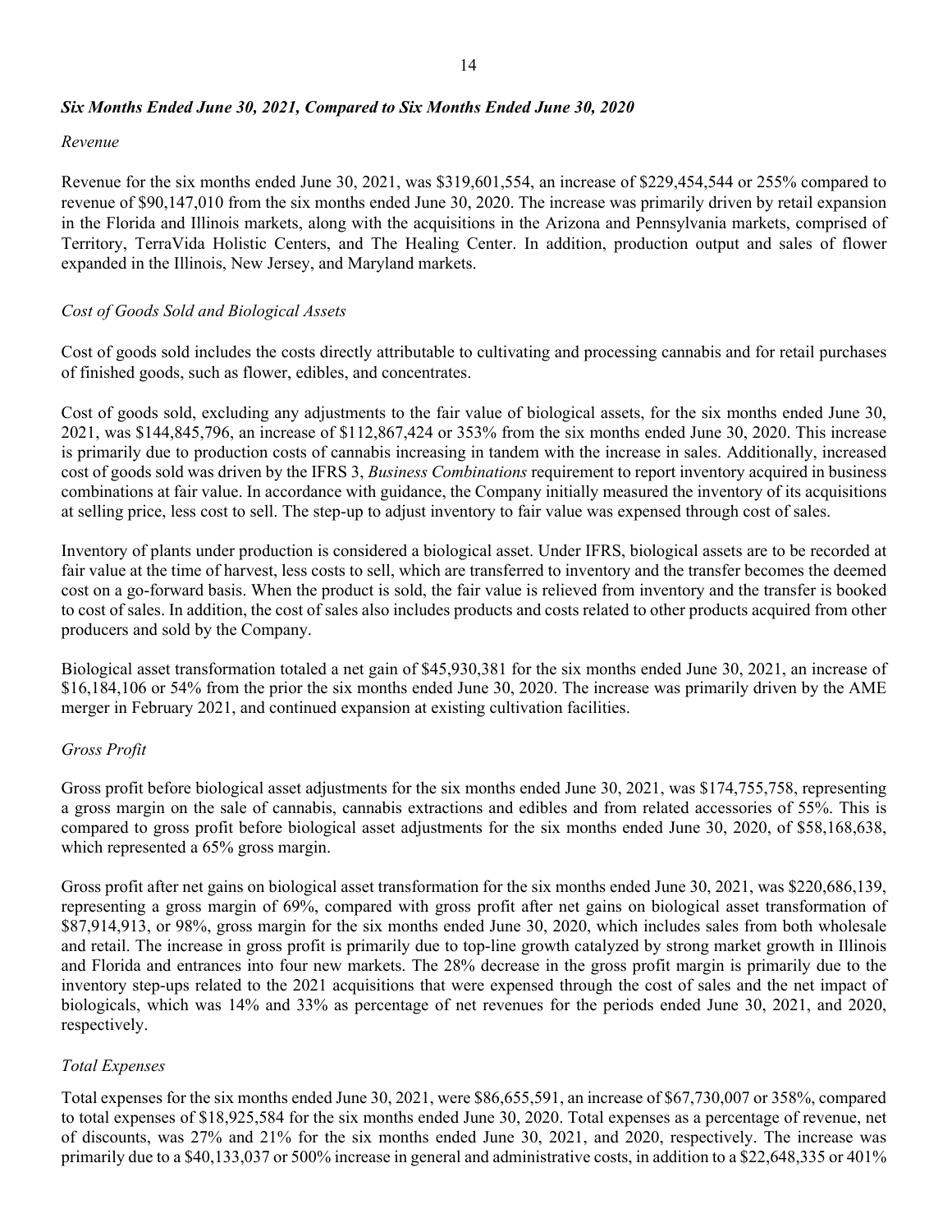***Six Months Ended June 30, 2021, Compared to Six Months Ended June 30, 2020***

*Revenue*

Revenue for the six months ended June 30, 2021, was $319,601,554, an increase of $229,454,544 or 255% compared to revenue of $90,147,010 from the six months ended June 30, 2020. The increase was primarily driven by retail expansion in the Florida and Illinois markets, along with the acquisitions in the Arizona and Pennsylvania markets, comprised of Territory, TerraVida Holistic Centers, and The Healing Center. In addition, production output and sales of flower expanded in the Illinois, New Jersey, and Maryland markets.

*Cost of Goods Sold and Biological Assets*

Cost of goods sold includes the costs directly attributable to cultivating and processing cannabis and for retail purchases of finished goods, such as flower, edibles, and concentrates.

Cost of goods sold, excluding any adjustments to the fair value of biological assets, for the six months ended June 30, 2021, was $144,845,796, an increase of $112,867,424 or 353% from the six months ended June 30, 2020. This increase is primarily due to production costs of cannabis increasing in tandem with the increase in sales. Additionally, increased cost of goods sold was driven by the IFRS 3, *Business Combinations* requirement to report inventory acquired in business combinations at fair value. In accordance with guidance, the Company initially measured the inventory of its acquisitions at selling price, less cost to sell. The step-up to adjust inventory to fair value was expensed through cost of sales.

Inventory of plants under production is considered a biological asset. Under IFRS, biological assets are to be recorded at fair value at the time of harvest, less costs to sell, which are transferred to inventory and the transfer becomes the deemed cost on a go-forward basis. When the product is sold, the fair value is relieved from inventory and the transfer is booked to cost of sales. In addition, the cost of sales also includes products and costs related to other products acquired from other producers and sold by the Company.

Biological asset transformation totaled a net gain of $45,930,381 for the six months ended June 30, 2021, an increase of $16,184,106 or 54% from the prior the six months ended June 30, 2020. The increase was primarily driven by the AME merger in February 2021, and continued expansion at existing cultivation facilities.

*Gross Profit*

Gross profit before biological asset adjustments for the six months ended June 30, 2021, was $174,755,758, representing a gross margin on the sale of cannabis, cannabis extractions and edibles and from related accessories of 55%. This is compared to gross profit before biological asset adjustments for the six months ended June 30, 2020, of $58,168,638, which represented a 65% gross margin.

Gross profit after net gains on biological asset transformation for the six months ended June 30, 2021, was $220,686,139, representing a gross margin of 69%, compared with gross profit after net gains on biological asset transformation of $87,914,913, or 98%, gross margin for the six months ended June 30, 2020, which includes sales from both wholesale and retail. The increase in gross profit is primarily due to top-line growth catalyzed by strong market growth in Illinois and Florida and entrances into four new markets. The 28% decrease in the gross profit margin is primarily due to the inventory step-ups related to the 2021 acquisitions that were expensed through the cost of sales and the net impact of biologicals, which was 14% and 33% as percentage of net revenues for the periods ended June 30, 2021, and 2020, respectively.

*Total Expenses*

Total expenses for the six months ended June 30, 2021, were $86,655,591, an increase of $67,730,007 or 358%, compared to total expenses of $18,925,584 for the six months ended June 30, 2020. Total expenses as a percentage of revenue, net of discounts, was 27% and 21% for the six months ended June 30, 2021, and 2020, respectively. The increase was primarily due to a $40,133,037 or 500% increase in general and administrative costs, in addition to a $22,648,335 or 401%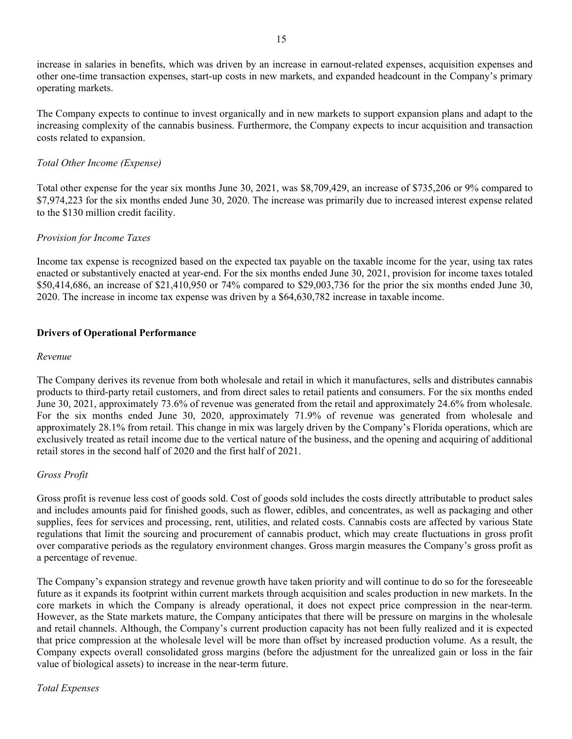increase in salaries in benefits, which was driven by an increase in earnout-related expenses, acquisition expenses and other one-time transaction expenses, start-up costs in new markets, and expanded headcount in the Company's primary operating markets.

The Company expects to continue to invest organically and in new markets to support expansion plans and adapt to the increasing complexity of the cannabis business. Furthermore, the Company expects to incur acquisition and transaction costs related to expansion.

*Total Other Income (Expense)*

Total other expense for the year six months June 30, 2021, was $8,709,429, an increase of $735,206 or 9% compared to $7,974,223 for the six months ended June 30, 2020. The increase was primarily due to increased interest expense related to the $130 million credit facility.

*Provision for Income Taxes*

Income tax expense is recognized based on the expected tax payable on the taxable income for the year, using tax rates enacted or substantively enacted at year-end. For the six months ended June 30, 2021, provision for income taxes totaled $50,414,686, an increase of $21,410,950 or 74% compared to $29,003,736 for the prior the six months ended June 30, 2020. The increase in income tax expense was driven by a $64,630,782 increase in taxable income.

**Drivers of Operational Performance**

*Revenue*

The Company derives its revenue from both wholesale and retail in which it manufactures, sells and distributes cannabis products to third-party retail customers, and from direct sales to retail patients and consumers. For the six months ended June 30, 2021, approximately 73.6% of revenue was generated from the retail and approximately 24.6% from wholesale. For the six months ended June 30, 2020, approximately 71.9% of revenue was generated from wholesale and approximately 28.1% from retail. This change in mix was largely driven by the Company's Florida operations, which are exclusively treated as retail income due to the vertical nature of the business, and the opening and acquiring of additional retail stores in the second half of 2020 and the first half of 2021.

*Gross Profit*

Gross profit is revenue less cost of goods sold. Cost of goods sold includes the costs directly attributable to product sales and includes amounts paid for finished goods, such as flower, edibles, and concentrates, as well as packaging and other supplies, fees for services and processing, rent, utilities, and related costs. Cannabis costs are affected by various State regulations that limit the sourcing and procurement of cannabis product, which may create fluctuations in gross profit over comparative periods as the regulatory environment changes. Gross margin measures the Company's gross profit as a percentage of revenue.

The Company's expansion strategy and revenue growth have taken priority and will continue to do so for the foreseeable future as it expands its footprint within current markets through acquisition and scales production in new markets. In the core markets in which the Company is already operational, it does not expect price compression in the near-term. However, as the State markets mature, the Company anticipates that there will be pressure on margins in the wholesale and retail channels. Although, the Company's current production capacity has not been fully realized and it is expected that price compression at the wholesale level will be more than offset by increased production volume. As a result, the Company expects overall consolidated gross margins (before the adjustment for the unrealized gain or loss in the fair value of biological assets) to increase in the near-term future.

*Total Expenses*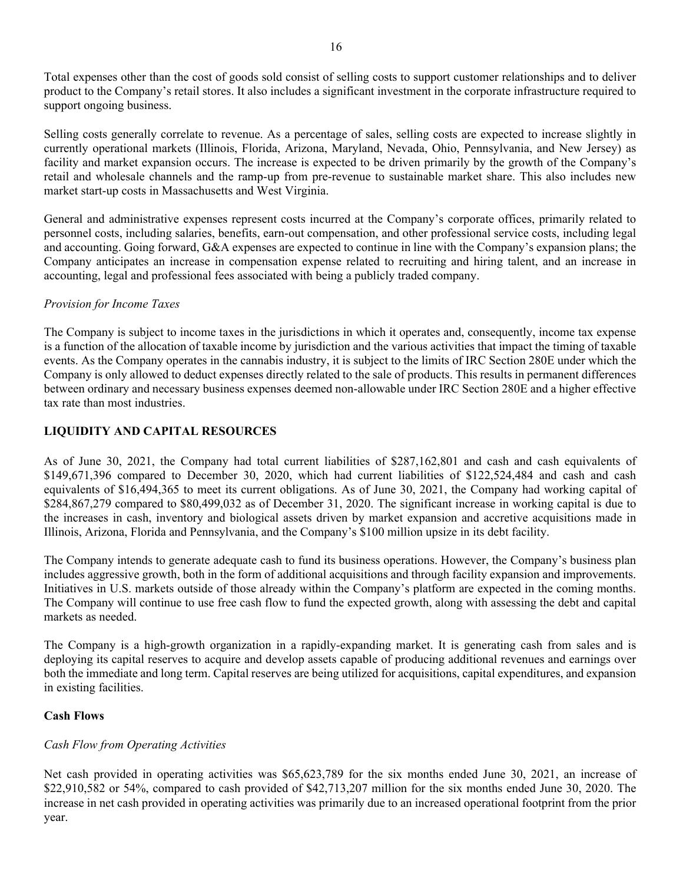Total expenses other than the cost of goods sold consist of selling costs to support customer relationships and to deliver product to the Company's retail stores. It also includes a significant investment in the corporate infrastructure required to support ongoing business.

Selling costs generally correlate to revenue. As a percentage of sales, selling costs are expected to increase slightly in currently operational markets (Illinois, Florida, Arizona, Maryland, Nevada, Ohio, Pennsylvania, and New Jersey) as facility and market expansion occurs. The increase is expected to be driven primarily by the growth of the Company's retail and wholesale channels and the ramp-up from pre-revenue to sustainable market share. This also includes new market start-up costs in Massachusetts and West Virginia.

General and administrative expenses represent costs incurred at the Company's corporate offices, primarily related to personnel costs, including salaries, benefits, earn-out compensation, and other professional service costs, including legal and accounting. Going forward, G&A expenses are expected to continue in line with the Company's expansion plans; the Company anticipates an increase in compensation expense related to recruiting and hiring talent, and an increase in accounting, legal and professional fees associated with being a publicly traded company.

*Provision for Income Taxes*

The Company is subject to income taxes in the jurisdictions in which it operates and, consequently, income tax expense is a function of the allocation of taxable income by jurisdiction and the various activities that impact the timing of taxable events. As the Company operates in the cannabis industry, it is subject to the limits of IRC Section 280E under which the Company is only allowed to deduct expenses directly related to the sale of products. This results in permanent differences between ordinary and necessary business expenses deemed non-allowable under IRC Section 280E and a higher effective tax rate than most industries.

## LIQUIDITY AND CAPITAL RESOURCES

As of June 30, 2021, the Company had total current liabilities of $287,162,801 and cash and cash equivalents of $149,671,396 compared to December 30, 2020, which had current liabilities of $122,524,484 and cash and cash equivalents of $16,494,365 to meet its current obligations. As of June 30, 2021, the Company had working capital of $284,867,279 compared to $80,499,032 as of December 31, 2020. The significant increase in working capital is due to the increases in cash, inventory and biological assets driven by market expansion and accretive acquisitions made in Illinois, Arizona, Florida and Pennsylvania, and the Company's $100 million upsize in its debt facility.

The Company intends to generate adequate cash to fund its business operations. However, the Company's business plan includes aggressive growth, both in the form of additional acquisitions and through facility expansion and improvements. Initiatives in U.S. markets outside of those already within the Company's platform are expected in the coming months. The Company will continue to use free cash flow to fund the expected growth, along with assessing the debt and capital markets as needed.

The Company is a high-growth organization in a rapidly-expanding market. It is generating cash from sales and is deploying its capital reserves to acquire and develop assets capable of producing additional revenues and earnings over both the immediate and long term. Capital reserves are being utilized for acquisitions, capital expenditures, and expansion in existing facilities.

### Cash Flows

*Cash Flow from Operating Activities*

Net cash provided in operating activities was $65,623,789 for the six months ended June 30, 2021, an increase of $22,910,582 or 54%, compared to cash provided of $42,713,207 million for the six months ended June 30, 2020. The increase in net cash provided in operating activities was primarily due to an increased operational footprint from the prior year.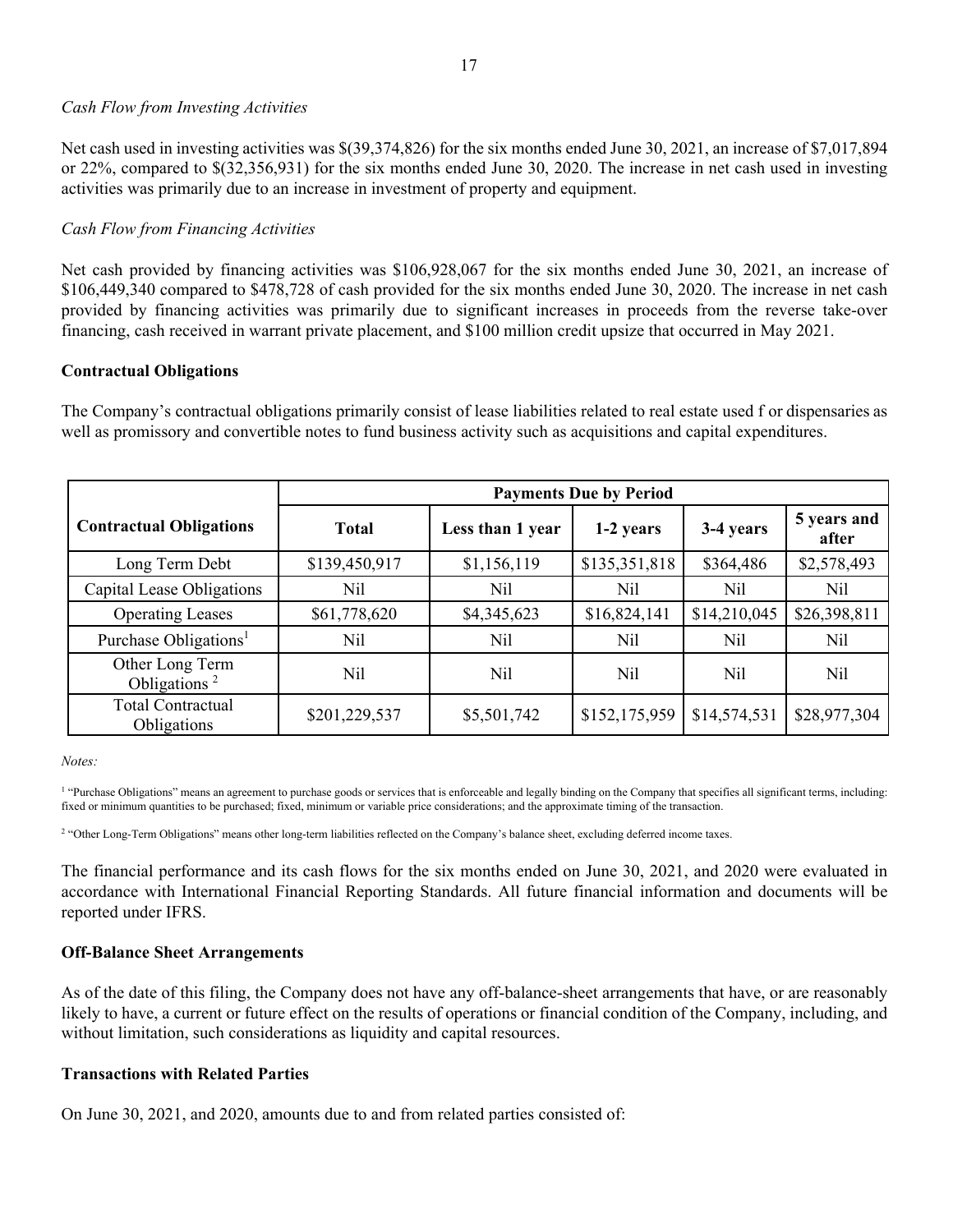*Cash Flow from Investing Activities*

Net cash used in investing activities was $(39,374,826) for the six months ended June 30, 2021, an increase of $7,017,894 or 22%, compared to $(32,356,931) for the six months ended June 30, 2020. The increase in net cash used in investing activities was primarily due to an increase in investment of property and equipment.

*Cash Flow from Financing Activities*

Net cash provided by financing activities was $106,928,067 for the six months ended June 30, 2021, an increase of $106,449,340 compared to $478,728 of cash provided for the six months ended June 30, 2020. The increase in net cash provided by financing activities was primarily due to significant increases in proceeds from the reverse take-over financing, cash received in warrant private placement, and $100 million credit upsize that occurred in May 2021.

**Contractual Obligations**

The Company's contractual obligations primarily consist of lease liabilities related to real estate used f or dispensaries as well as promissory and convertible notes to fund business activity such as acquisitions and capital expenditures.

| | Payments Due by Period | | | | |
|---|---|---|---|---|---|
| **Contractual Obligations** | **Total** | **Less than 1 year** | **1-2 years** | **3-4 years** | **5 years and after** |
| Long Term Debt | $139,450,917 | $1,156,119 | $135,351,818 | $364,486 | $2,578,493 |
| Capital Lease Obligations | Nil | Nil | Nil | Nil | Nil |
| Operating Leases | $61,778,620 | $4,345,623 | $16,824,141 | $14,210,045 | $26,398,811 |
| Purchase Obligations[1] | Nil | Nil | Nil | Nil | Nil |
| Other Long Term Obligations [2] | Nil | Nil | Nil | Nil | Nil |
| Total Contractual Obligations | $201,229,537 | $5,501,742 | $152,175,959 | $14,574,531 | $28,977,304 |

*Notes:*

[1] "Purchase Obligations" means an agreement to purchase goods or services that is enforceable and legally binding on the Company that specifies all significant terms, including: fixed or minimum quantities to be purchased; fixed, minimum or variable price considerations; and the approximate timing of the transaction.

[2] "Other Long-Term Obligations" means other long-term liabilities reflected on the Company's balance sheet, excluding deferred income taxes.

The financial performance and its cash flows for the six months ended on June 30, 2021, and 2020 were evaluated in accordance with International Financial Reporting Standards. All future financial information and documents will be reported under IFRS.

**Off-Balance Sheet Arrangements**

As of the date of this filing, the Company does not have any off-balance-sheet arrangements that have, or are reasonably likely to have, a current or future effect on the results of operations or financial condition of the Company, including, and without limitation, such considerations as liquidity and capital resources.

**Transactions with Related Parties**

On June 30, 2021, and 2020, amounts due to and from related parties consisted of: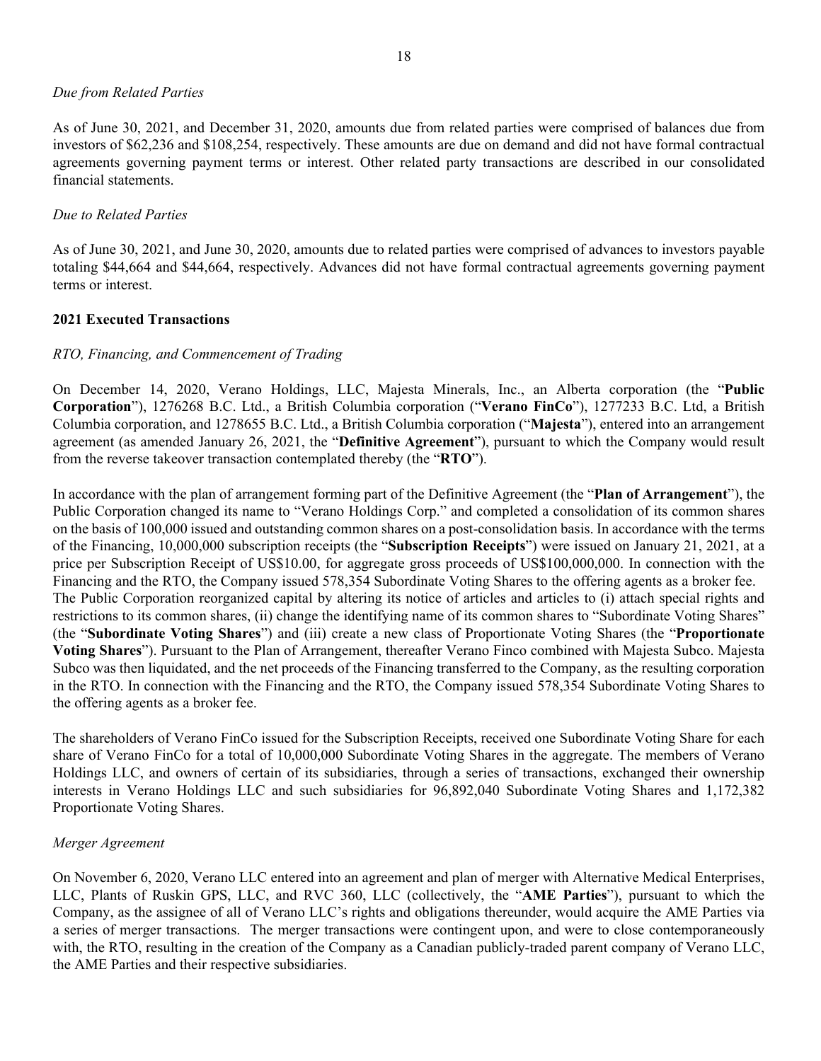*Due from Related Parties*

As of June 30, 2021, and December 31, 2020, amounts due from related parties were comprised of balances due from investors of $62,236 and $108,254, respectively. These amounts are due on demand and did not have formal contractual agreements governing payment terms or interest. Other related party transactions are described in our consolidated financial statements.

*Due to Related Parties*

As of June 30, 2021, and June 30, 2020, amounts due to related parties were comprised of advances to investors payable totaling $44,664 and $44,664, respectively. Advances did not have formal contractual agreements governing payment terms or interest.

**2021 Executed Transactions**

*RTO, Financing, and Commencement of Trading*

On December 14, 2020, Verano Holdings, LLC, Majesta Minerals, Inc., an Alberta corporation (the "**Public Corporation**"), 1276268 B.C. Ltd., a British Columbia corporation ("**Verano FinCo**"), 1277233 B.C. Ltd, a British Columbia corporation, and 1278655 B.C. Ltd., a British Columbia corporation ("**Majesta**"), entered into an arrangement agreement (as amended January 26, 2021, the "**Definitive Agreement**"), pursuant to which the Company would result from the reverse takeover transaction contemplated thereby (the "**RTO**").

In accordance with the plan of arrangement forming part of the Definitive Agreement (the "**Plan of Arrangement**"), the Public Corporation changed its name to "Verano Holdings Corp." and completed a consolidation of its common shares on the basis of 100,000 issued and outstanding common shares on a post-consolidation basis. In accordance with the terms of the Financing, 10,000,000 subscription receipts (the "**Subscription Receipts**") were issued on January 21, 2021, at a price per Subscription Receipt of US$10.00, for aggregate gross proceeds of US$100,000,000. In connection with the Financing and the RTO, the Company issued 578,354 Subordinate Voting Shares to the offering agents as a broker fee.
The Public Corporation reorganized capital by altering its notice of articles and articles to (i) attach special rights and restrictions to its common shares, (ii) change the identifying name of its common shares to "Subordinate Voting Shares" (the "**Subordinate Voting Shares**") and (iii) create a new class of Proportionate Voting Shares (the "**Proportionate Voting Shares**"). Pursuant to the Plan of Arrangement, thereafter Verano Finco combined with Majesta Subco. Majesta Subco was then liquidated, and the net proceeds of the Financing transferred to the Company, as the resulting corporation in the RTO. In connection with the Financing and the RTO, the Company issued 578,354 Subordinate Voting Shares to the offering agents as a broker fee.

The shareholders of Verano FinCo issued for the Subscription Receipts, received one Subordinate Voting Share for each share of Verano FinCo for a total of 10,000,000 Subordinate Voting Shares in the aggregate. The members of Verano Holdings LLC, and owners of certain of its subsidiaries, through a series of transactions, exchanged their ownership interests in Verano Holdings LLC and such subsidiaries for 96,892,040 Subordinate Voting Shares and 1,172,382 Proportionate Voting Shares.

*Merger Agreement*

On November 6, 2020, Verano LLC entered into an agreement and plan of merger with Alternative Medical Enterprises, LLC, Plants of Ruskin GPS, LLC, and RVC 360, LLC (collectively, the "**AME Parties**"), pursuant to which the Company, as the assignee of all of Verano LLC's rights and obligations thereunder, would acquire the AME Parties via a series of merger transactions. The merger transactions were contingent upon, and were to close contemporaneously with, the RTO, resulting in the creation of the Company as a Canadian publicly-traded parent company of Verano LLC, the AME Parties and their respective subsidiaries.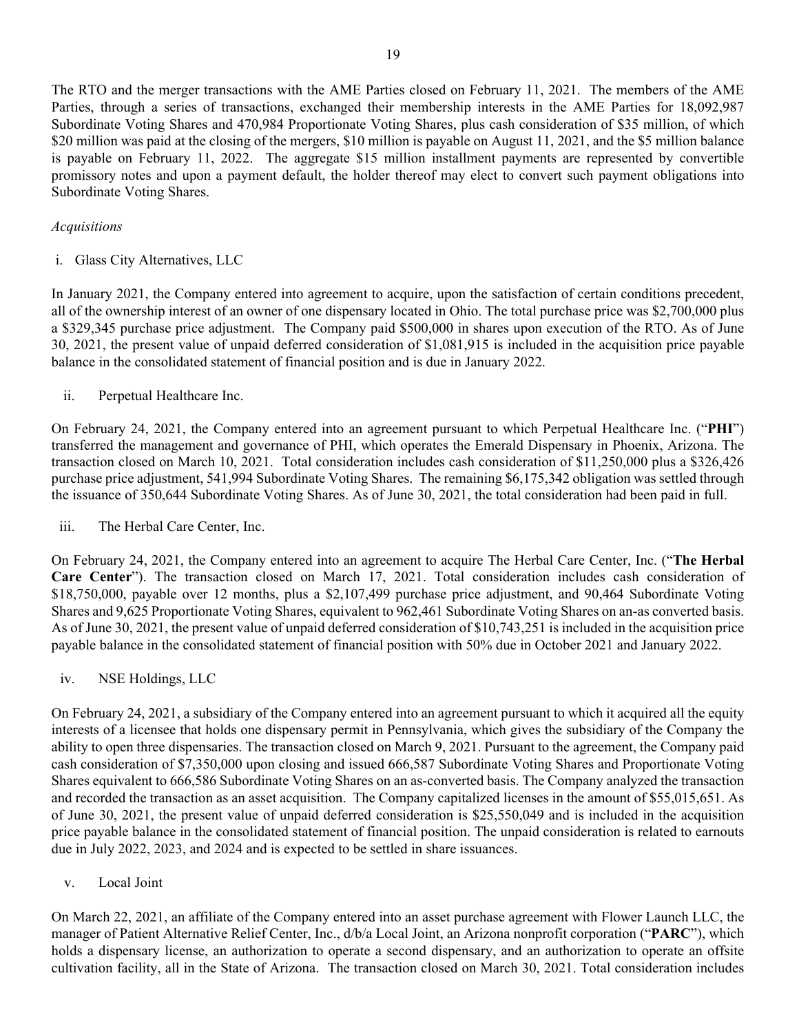The RTO and the merger transactions with the AME Parties closed on February 11, 2021. The members of the AME Parties, through a series of transactions, exchanged their membership interests in the AME Parties for 18,092,987 Subordinate Voting Shares and 470,984 Proportionate Voting Shares, plus cash consideration of \$35 million, of which \$20 million was paid at the closing of the mergers, \$10 million is payable on August 11, 2021, and the \$5 million balance is payable on February 11, 2022. The aggregate \$15 million installment payments are represented by convertible promissory notes and upon a payment default, the holder thereof may elect to convert such payment obligations into Subordinate Voting Shares.

*Acquisitions*

i. Glass City Alternatives, LLC

In January 2021, the Company entered into agreement to acquire, upon the satisfaction of certain conditions precedent, all of the ownership interest of an owner of one dispensary located in Ohio. The total purchase price was \$2,700,000 plus a \$329,345 purchase price adjustment. The Company paid \$500,000 in shares upon execution of the RTO. As of June 30, 2021, the present value of unpaid deferred consideration of \$1,081,915 is included in the acquisition price payable balance in the consolidated statement of financial position and is due in January 2022.

ii. Perpetual Healthcare Inc.

On February 24, 2021, the Company entered into an agreement pursuant to which Perpetual Healthcare Inc. ("**PHI**") transferred the management and governance of PHI, which operates the Emerald Dispensary in Phoenix, Arizona. The transaction closed on March 10, 2021. Total consideration includes cash consideration of \$11,250,000 plus a \$326,426 purchase price adjustment, 541,994 Subordinate Voting Shares. The remaining \$6,175,342 obligation was settled through the issuance of 350,644 Subordinate Voting Shares. As of June 30, 2021, the total consideration had been paid in full.

iii. The Herbal Care Center, Inc.

On February 24, 2021, the Company entered into an agreement to acquire The Herbal Care Center, Inc. ("**The Herbal Care Center**"). The transaction closed on March 17, 2021. Total consideration includes cash consideration of \$18,750,000, payable over 12 months, plus a \$2,107,499 purchase price adjustment, and 90,464 Subordinate Voting Shares and 9,625 Proportionate Voting Shares, equivalent to 962,461 Subordinate Voting Shares on an-as converted basis. As of June 30, 2021, the present value of unpaid deferred consideration of \$10,743,251 is included in the acquisition price payable balance in the consolidated statement of financial position with 50% due in October 2021 and January 2022.

iv. NSE Holdings, LLC

On February 24, 2021, a subsidiary of the Company entered into an agreement pursuant to which it acquired all the equity interests of a licensee that holds one dispensary permit in Pennsylvania, which gives the subsidiary of the Company the ability to open three dispensaries. The transaction closed on March 9, 2021. Pursuant to the agreement, the Company paid cash consideration of \$7,350,000 upon closing and issued 666,587 Subordinate Voting Shares and Proportionate Voting Shares equivalent to 666,586 Subordinate Voting Shares on an as-converted basis. The Company analyzed the transaction and recorded the transaction as an asset acquisition. The Company capitalized licenses in the amount of \$55,015,651. As of June 30, 2021, the present value of unpaid deferred consideration is \$25,550,049 and is included in the acquisition price payable balance in the consolidated statement of financial position. The unpaid consideration is related to earnouts due in July 2022, 2023, and 2024 and is expected to be settled in share issuances.

v. Local Joint

On March 22, 2021, an affiliate of the Company entered into an asset purchase agreement with Flower Launch LLC, the manager of Patient Alternative Relief Center, Inc., d/b/a Local Joint, an Arizona nonprofit corporation ("**PARC**"), which holds a dispensary license, an authorization to operate a second dispensary, and an authorization to operate an offsite cultivation facility, all in the State of Arizona. The transaction closed on March 30, 2021. Total consideration includes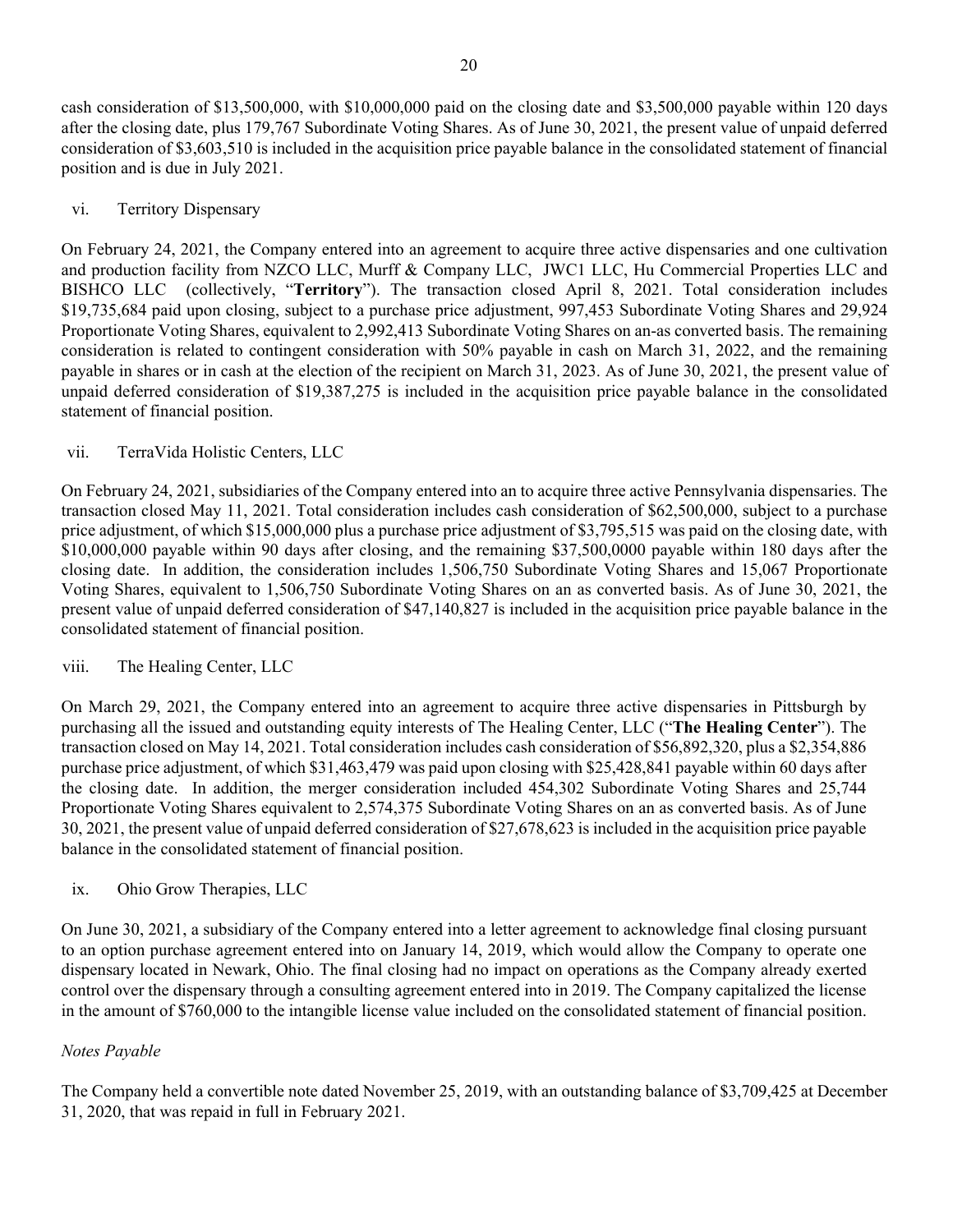cash consideration of $13,500,000, with $10,000,000 paid on the closing date and $3,500,000 payable within 120 days after the closing date, plus 179,767 Subordinate Voting Shares. As of June 30, 2021, the present value of unpaid deferred consideration of $3,603,510 is included in the acquisition price payable balance in the consolidated statement of financial position and is due in July 2021.

vi. Territory Dispensary

On February 24, 2021, the Company entered into an agreement to acquire three active dispensaries and one cultivation and production facility from NZCO LLC, Murff & Company LLC, JWC1 LLC, Hu Commercial Properties LLC and BISHCO LLC (collectively, "**Territory**"). The transaction closed April 8, 2021. Total consideration includes $19,735,684 paid upon closing, subject to a purchase price adjustment, 997,453 Subordinate Voting Shares and 29,924 Proportionate Voting Shares, equivalent to 2,992,413 Subordinate Voting Shares on an-as converted basis. The remaining consideration is related to contingent consideration with 50% payable in cash on March 31, 2022, and the remaining payable in shares or in cash at the election of the recipient on March 31, 2023. As of June 30, 2021, the present value of unpaid deferred consideration of $19,387,275 is included in the acquisition price payable balance in the consolidated statement of financial position.

vii. TerraVida Holistic Centers, LLC

On February 24, 2021, subsidiaries of the Company entered into an to acquire three active Pennsylvania dispensaries. The transaction closed May 11, 2021. Total consideration includes cash consideration of $62,500,000, subject to a purchase price adjustment, of which $15,000,000 plus a purchase price adjustment of $3,795,515 was paid on the closing date, with $10,000,000 payable within 90 days after closing, and the remaining $37,500,0000 payable within 180 days after the closing date. In addition, the consideration includes 1,506,750 Subordinate Voting Shares and 15,067 Proportionate Voting Shares, equivalent to 1,506,750 Subordinate Voting Shares on an as converted basis. As of June 30, 2021, the present value of unpaid deferred consideration of $47,140,827 is included in the acquisition price payable balance in the consolidated statement of financial position.

viii. The Healing Center, LLC

On March 29, 2021, the Company entered into an agreement to acquire three active dispensaries in Pittsburgh by purchasing all the issued and outstanding equity interests of The Healing Center, LLC ("**The Healing Center**"). The transaction closed on May 14, 2021. Total consideration includes cash consideration of $56,892,320, plus a $2,354,886 purchase price adjustment, of which $31,463,479 was paid upon closing with $25,428,841 payable within 60 days after the closing date. In addition, the merger consideration included 454,302 Subordinate Voting Shares and 25,744 Proportionate Voting Shares equivalent to 2,574,375 Subordinate Voting Shares on an as converted basis. As of June 30, 2021, the present value of unpaid deferred consideration of $27,678,623 is included in the acquisition price payable balance in the consolidated statement of financial position.

ix. Ohio Grow Therapies, LLC

On June 30, 2021, a subsidiary of the Company entered into a letter agreement to acknowledge final closing pursuant to an option purchase agreement entered into on January 14, 2019, which would allow the Company to operate one dispensary located in Newark, Ohio. The final closing had no impact on operations as the Company already exerted control over the dispensary through a consulting agreement entered into in 2019. The Company capitalized the license in the amount of $760,000 to the intangible license value included on the consolidated statement of financial position.

*Notes Payable*

The Company held a convertible note dated November 25, 2019, with an outstanding balance of $3,709,425 at December 31, 2020, that was repaid in full in February 2021.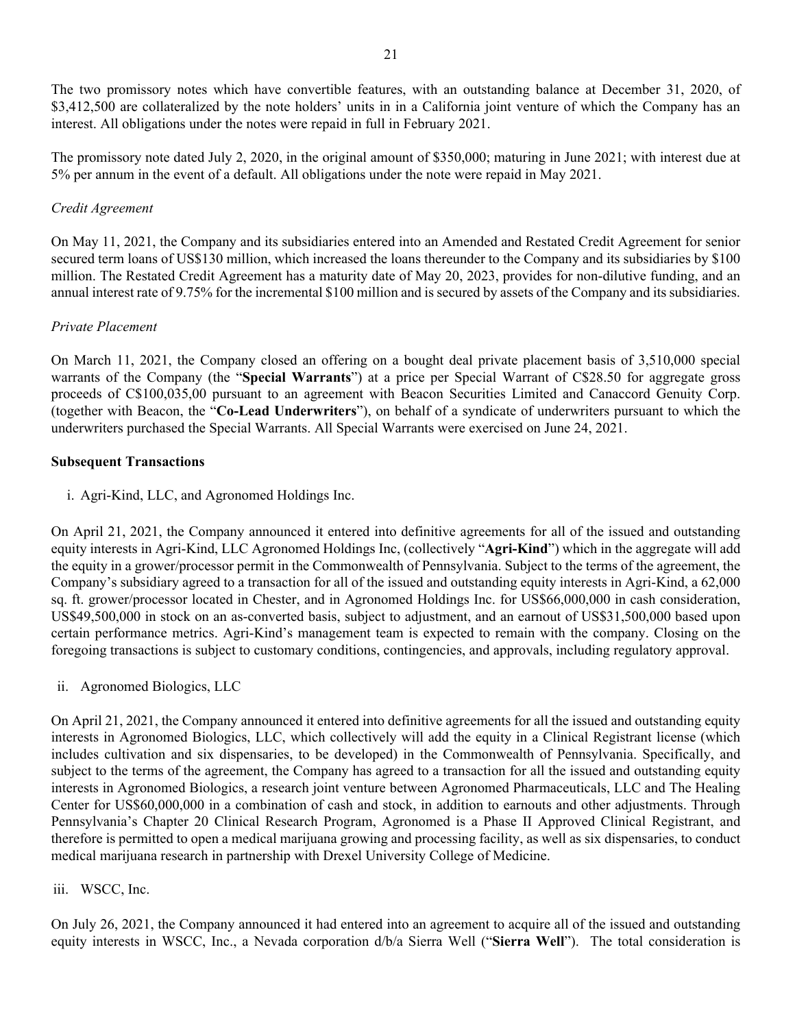The two promissory notes which have convertible features, with an outstanding balance at December 31, 2020, of $3,412,500 are collateralized by the note holders' units in in a California joint venture of which the Company has an interest. All obligations under the notes were repaid in full in February 2021.

The promissory note dated July 2, 2020, in the original amount of $350,000; maturing in June 2021; with interest due at 5% per annum in the event of a default. All obligations under the note were repaid in May 2021.

*Credit Agreement*

On May 11, 2021, the Company and its subsidiaries entered into an Amended and Restated Credit Agreement for senior secured term loans of US$130 million, which increased the loans thereunder to the Company and its subsidiaries by $100 million. The Restated Credit Agreement has a maturity date of May 20, 2023, provides for non-dilutive funding, and an annual interest rate of 9.75% for the incremental $100 million and is secured by assets of the Company and its subsidiaries.

*Private Placement*

On March 11, 2021, the Company closed an offering on a bought deal private placement basis of 3,510,000 special warrants of the Company (the "**Special Warrants**") at a price per Special Warrant of C$28.50 for aggregate gross proceeds of C$100,035,00 pursuant to an agreement with Beacon Securities Limited and Canaccord Genuity Corp. (together with Beacon, the "**Co-Lead Underwriters**"), on behalf of a syndicate of underwriters pursuant to which the underwriters purchased the Special Warrants. All Special Warrants were exercised on June 24, 2021.

**Subsequent Transactions**

i. Agri-Kind, LLC, and Agronomed Holdings Inc.

On April 21, 2021, the Company announced it entered into definitive agreements for all of the issued and outstanding equity interests in Agri-Kind, LLC Agronomed Holdings Inc, (collectively "**Agri-Kind**") which in the aggregate will add the equity in a grower/processor permit in the Commonwealth of Pennsylvania. Subject to the terms of the agreement, the Company's subsidiary agreed to a transaction for all of the issued and outstanding equity interests in Agri-Kind, a 62,000 sq. ft. grower/processor located in Chester, and in Agronomed Holdings Inc. for US$66,000,000 in cash consideration, US$49,500,000 in stock on an as-converted basis, subject to adjustment, and an earnout of US$31,500,000 based upon certain performance metrics. Agri-Kind's management team is expected to remain with the company. Closing on the foregoing transactions is subject to customary conditions, contingencies, and approvals, including regulatory approval.

ii. Agronomed Biologics, LLC

On April 21, 2021, the Company announced it entered into definitive agreements for all the issued and outstanding equity interests in Agronomed Biologics, LLC, which collectively will add the equity in a Clinical Registrant license (which includes cultivation and six dispensaries, to be developed) in the Commonwealth of Pennsylvania. Specifically, and subject to the terms of the agreement, the Company has agreed to a transaction for all the issued and outstanding equity interests in Agronomed Biologics, a research joint venture between Agronomed Pharmaceuticals, LLC and The Healing Center for US$60,000,000 in a combination of cash and stock, in addition to earnouts and other adjustments. Through Pennsylvania's Chapter 20 Clinical Research Program, Agronomed is a Phase II Approved Clinical Registrant, and therefore is permitted to open a medical marijuana growing and processing facility, as well as six dispensaries, to conduct medical marijuana research in partnership with Drexel University College of Medicine.

iii. WSCC, Inc.

On July 26, 2021, the Company announced it had entered into an agreement to acquire all of the issued and outstanding equity interests in WSCC, Inc., a Nevada corporation d/b/a Sierra Well ("**Sierra Well**"). The total consideration is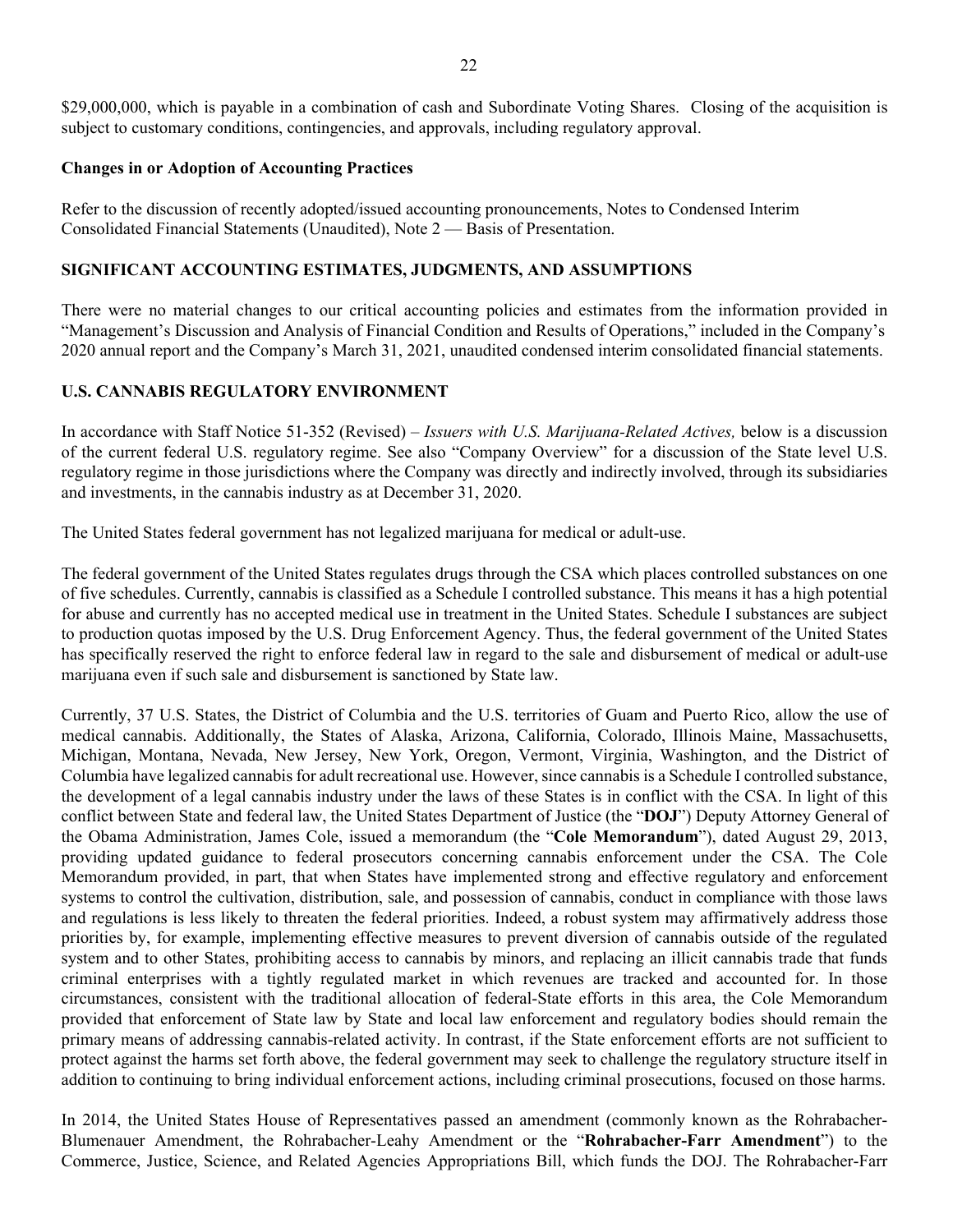$29,000,000, which is payable in a combination of cash and Subordinate Voting Shares. Closing of the acquisition is subject to customary conditions, contingencies, and approvals, including regulatory approval.

**Changes in or Adoption of Accounting Practices**

Refer to the discussion of recently adopted/issued accounting pronouncements, Notes to Condensed Interim Consolidated Financial Statements (Unaudited), Note 2 — Basis of Presentation.

## SIGNIFICANT ACCOUNTING ESTIMATES, JUDGMENTS, AND ASSUMPTIONS

There were no material changes to our critical accounting policies and estimates from the information provided in "Management's Discussion and Analysis of Financial Condition and Results of Operations," included in the Company's 2020 annual report and the Company's March 31, 2021, unaudited condensed interim consolidated financial statements.

## U.S. CANNABIS REGULATORY ENVIRONMENT

In accordance with Staff Notice 51-352 (Revised) – *Issuers with U.S. Marijuana-Related Actives,* below is a discussion of the current federal U.S. regulatory regime. See also "Company Overview" for a discussion of the State level U.S. regulatory regime in those jurisdictions where the Company was directly and indirectly involved, through its subsidiaries and investments, in the cannabis industry as at December 31, 2020.

The United States federal government has not legalized marijuana for medical or adult-use.

The federal government of the United States regulates drugs through the CSA which places controlled substances on one of five schedules. Currently, cannabis is classified as a Schedule I controlled substance. This means it has a high potential for abuse and currently has no accepted medical use in treatment in the United States. Schedule I substances are subject to production quotas imposed by the U.S. Drug Enforcement Agency. Thus, the federal government of the United States has specifically reserved the right to enforce federal law in regard to the sale and disbursement of medical or adult-use marijuana even if such sale and disbursement is sanctioned by State law.

Currently, 37 U.S. States, the District of Columbia and the U.S. territories of Guam and Puerto Rico, allow the use of medical cannabis. Additionally, the States of Alaska, Arizona, California, Colorado, Illinois Maine, Massachusetts, Michigan, Montana, Nevada, New Jersey, New York, Oregon, Vermont, Virginia, Washington, and the District of Columbia have legalized cannabis for adult recreational use. However, since cannabis is a Schedule I controlled substance, the development of a legal cannabis industry under the laws of these States is in conflict with the CSA. In light of this conflict between State and federal law, the United States Department of Justice (the "**DOJ**") Deputy Attorney General of the Obama Administration, James Cole, issued a memorandum (the "**Cole Memorandum**"), dated August 29, 2013, providing updated guidance to federal prosecutors concerning cannabis enforcement under the CSA. The Cole Memorandum provided, in part, that when States have implemented strong and effective regulatory and enforcement systems to control the cultivation, distribution, sale, and possession of cannabis, conduct in compliance with those laws and regulations is less likely to threaten the federal priorities. Indeed, a robust system may affirmatively address those priorities by, for example, implementing effective measures to prevent diversion of cannabis outside of the regulated system and to other States, prohibiting access to cannabis by minors, and replacing an illicit cannabis trade that funds criminal enterprises with a tightly regulated market in which revenues are tracked and accounted for. In those circumstances, consistent with the traditional allocation of federal-State efforts in this area, the Cole Memorandum provided that enforcement of State law by State and local law enforcement and regulatory bodies should remain the primary means of addressing cannabis-related activity. In contrast, if the State enforcement efforts are not sufficient to protect against the harms set forth above, the federal government may seek to challenge the regulatory structure itself in addition to continuing to bring individual enforcement actions, including criminal prosecutions, focused on those harms.

In 2014, the United States House of Representatives passed an amendment (commonly known as the Rohrabacher-Blumenauer Amendment, the Rohrabacher-Leahy Amendment or the "**Rohrabacher-Farr Amendment**") to the Commerce, Justice, Science, and Related Agencies Appropriations Bill, which funds the DOJ. The Rohrabacher-Farr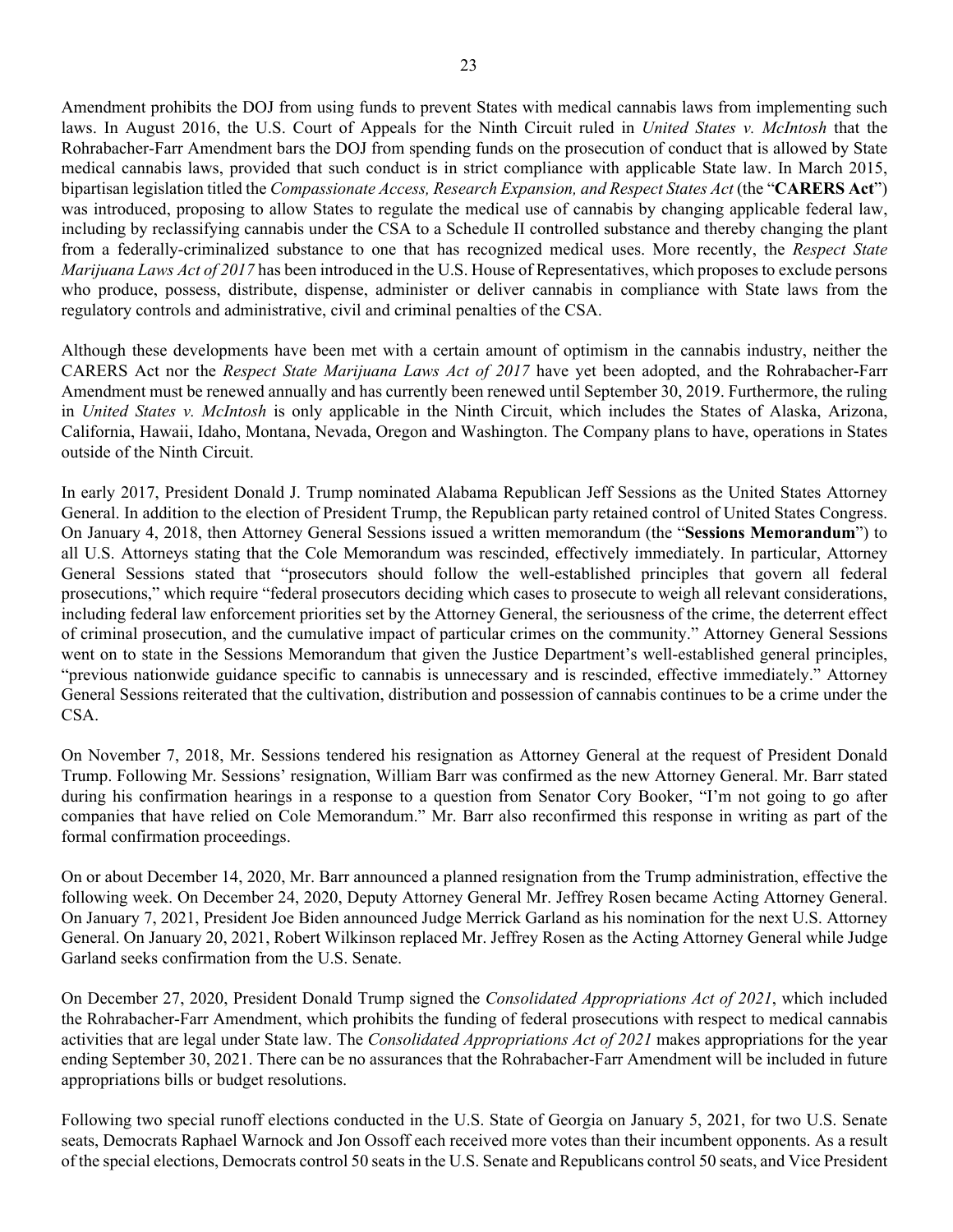Amendment prohibits the DOJ from using funds to prevent States with medical cannabis laws from implementing such laws. In August 2016, the U.S. Court of Appeals for the Ninth Circuit ruled in *United States v. McIntosh* that the Rohrabacher-Farr Amendment bars the DOJ from spending funds on the prosecution of conduct that is allowed by State medical cannabis laws, provided that such conduct is in strict compliance with applicable State law. In March 2015, bipartisan legislation titled the *Compassionate Access, Research Expansion, and Respect States Act* (the "**CARERS Act**") was introduced, proposing to allow States to regulate the medical use of cannabis by changing applicable federal law, including by reclassifying cannabis under the CSA to a Schedule II controlled substance and thereby changing the plant from a federally-criminalized substance to one that has recognized medical uses. More recently, the *Respect State Marijuana Laws Act of 2017* has been introduced in the U.S. House of Representatives, which proposes to exclude persons who produce, possess, distribute, dispense, administer or deliver cannabis in compliance with State laws from the regulatory controls and administrative, civil and criminal penalties of the CSA.

Although these developments have been met with a certain amount of optimism in the cannabis industry, neither the CARERS Act nor the *Respect State Marijuana Laws Act of 2017* have yet been adopted, and the Rohrabacher-Farr Amendment must be renewed annually and has currently been renewed until September 30, 2019. Furthermore, the ruling in *United States v. McIntosh* is only applicable in the Ninth Circuit, which includes the States of Alaska, Arizona, California, Hawaii, Idaho, Montana, Nevada, Oregon and Washington. The Company plans to have, operations in States outside of the Ninth Circuit.

In early 2017, President Donald J. Trump nominated Alabama Republican Jeff Sessions as the United States Attorney General. In addition to the election of President Trump, the Republican party retained control of United States Congress. On January 4, 2018, then Attorney General Sessions issued a written memorandum (the "**Sessions Memorandum**") to all U.S. Attorneys stating that the Cole Memorandum was rescinded, effectively immediately. In particular, Attorney General Sessions stated that "prosecutors should follow the well-established principles that govern all federal prosecutions," which require "federal prosecutors deciding which cases to prosecute to weigh all relevant considerations, including federal law enforcement priorities set by the Attorney General, the seriousness of the crime, the deterrent effect of criminal prosecution, and the cumulative impact of particular crimes on the community." Attorney General Sessions went on to state in the Sessions Memorandum that given the Justice Department's well-established general principles, "previous nationwide guidance specific to cannabis is unnecessary and is rescinded, effective immediately." Attorney General Sessions reiterated that the cultivation, distribution and possession of cannabis continues to be a crime under the CSA.

On November 7, 2018, Mr. Sessions tendered his resignation as Attorney General at the request of President Donald Trump. Following Mr. Sessions' resignation, William Barr was confirmed as the new Attorney General. Mr. Barr stated during his confirmation hearings in a response to a question from Senator Cory Booker, "I'm not going to go after companies that have relied on Cole Memorandum." Mr. Barr also reconfirmed this response in writing as part of the formal confirmation proceedings.

On or about December 14, 2020, Mr. Barr announced a planned resignation from the Trump administration, effective the following week. On December 24, 2020, Deputy Attorney General Mr. Jeffrey Rosen became Acting Attorney General. On January 7, 2021, President Joe Biden announced Judge Merrick Garland as his nomination for the next U.S. Attorney General. On January 20, 2021, Robert Wilkinson replaced Mr. Jeffrey Rosen as the Acting Attorney General while Judge Garland seeks confirmation from the U.S. Senate.

On December 27, 2020, President Donald Trump signed the *Consolidated Appropriations Act of 2021*, which included the Rohrabacher-Farr Amendment, which prohibits the funding of federal prosecutions with respect to medical cannabis activities that are legal under State law. The *Consolidated Appropriations Act of 2021* makes appropriations for the year ending September 30, 2021. There can be no assurances that the Rohrabacher-Farr Amendment will be included in future appropriations bills or budget resolutions.

Following two special runoff elections conducted in the U.S. State of Georgia on January 5, 2021, for two U.S. Senate seats, Democrats Raphael Warnock and Jon Ossoff each received more votes than their incumbent opponents. As a result of the special elections, Democrats control 50 seats in the U.S. Senate and Republicans control 50 seats, and Vice President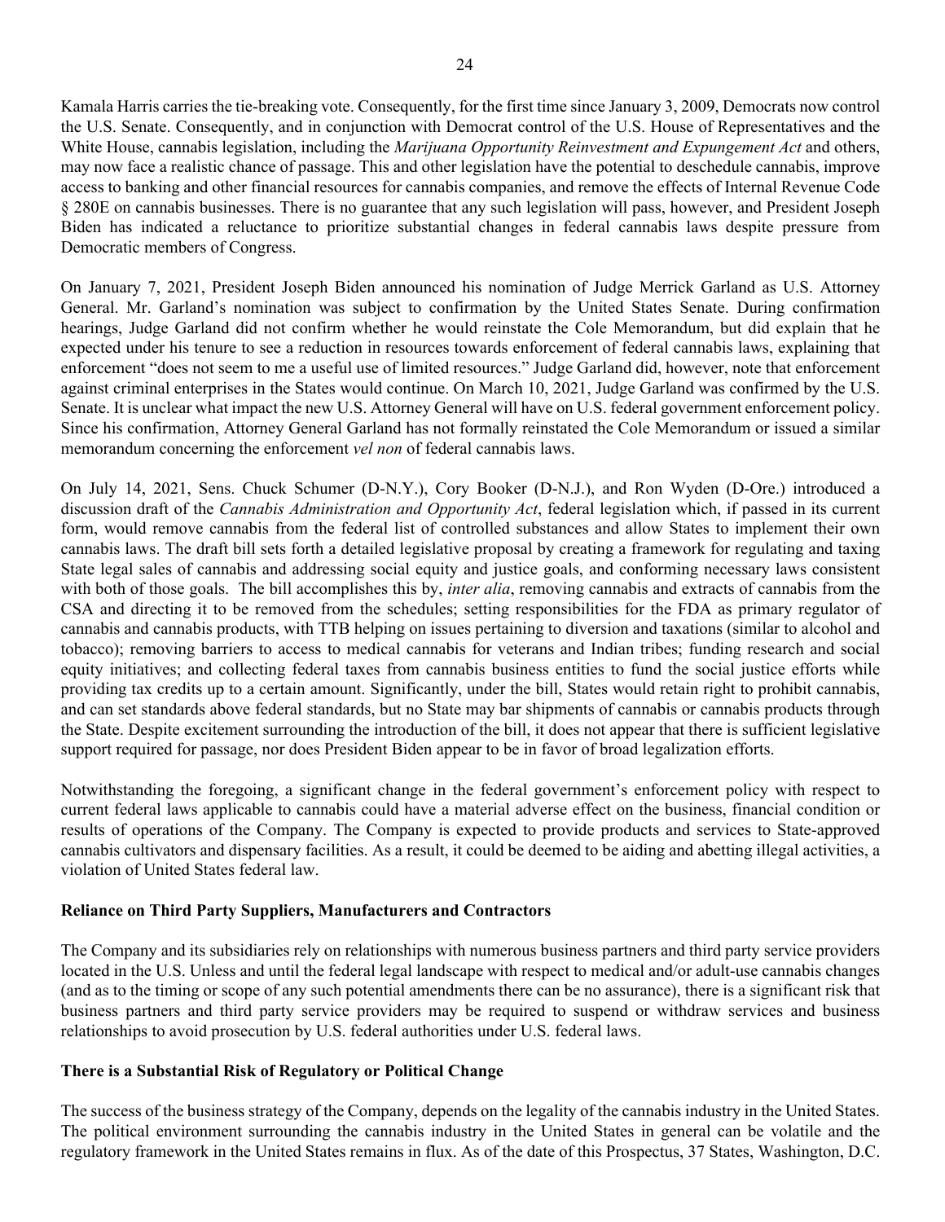Kamala Harris carries the tie-breaking vote. Consequently, for the first time since January 3, 2009, Democrats now control the U.S. Senate. Consequently, and in conjunction with Democrat control of the U.S. House of Representatives and the White House, cannabis legislation, including the *Marijuana Opportunity Reinvestment and Expungement Act* and others, may now face a realistic chance of passage. This and other legislation have the potential to deschedule cannabis, improve access to banking and other financial resources for cannabis companies, and remove the effects of Internal Revenue Code § 280E on cannabis businesses. There is no guarantee that any such legislation will pass, however, and President Joseph Biden has indicated a reluctance to prioritize substantial changes in federal cannabis laws despite pressure from Democratic members of Congress.

On January 7, 2021, President Joseph Biden announced his nomination of Judge Merrick Garland as U.S. Attorney General. Mr. Garland's nomination was subject to confirmation by the United States Senate. During confirmation hearings, Judge Garland did not confirm whether he would reinstate the Cole Memorandum, but did explain that he expected under his tenure to see a reduction in resources towards enforcement of federal cannabis laws, explaining that enforcement "does not seem to me a useful use of limited resources." Judge Garland did, however, note that enforcement against criminal enterprises in the States would continue. On March 10, 2021, Judge Garland was confirmed by the U.S. Senate. It is unclear what impact the new U.S. Attorney General will have on U.S. federal government enforcement policy. Since his confirmation, Attorney General Garland has not formally reinstated the Cole Memorandum or issued a similar memorandum concerning the enforcement *vel non* of federal cannabis laws.

On July 14, 2021, Sens. Chuck Schumer (D-N.Y.), Cory Booker (D-N.J.), and Ron Wyden (D-Ore.) introduced a discussion draft of the *Cannabis Administration and Opportunity Act*, federal legislation which, if passed in its current form, would remove cannabis from the federal list of controlled substances and allow States to implement their own cannabis laws. The draft bill sets forth a detailed legislative proposal by creating a framework for regulating and taxing State legal sales of cannabis and addressing social equity and justice goals, and conforming necessary laws consistent with both of those goals. The bill accomplishes this by, *inter alia*, removing cannabis and extracts of cannabis from the CSA and directing it to be removed from the schedules; setting responsibilities for the FDA as primary regulator of cannabis and cannabis products, with TTB helping on issues pertaining to diversion and taxations (similar to alcohol and tobacco); removing barriers to access to medical cannabis for veterans and Indian tribes; funding research and social equity initiatives; and collecting federal taxes from cannabis business entities to fund the social justice efforts while providing tax credits up to a certain amount. Significantly, under the bill, States would retain right to prohibit cannabis, and can set standards above federal standards, but no State may bar shipments of cannabis or cannabis products through the State. Despite excitement surrounding the introduction of the bill, it does not appear that there is sufficient legislative support required for passage, nor does President Biden appear to be in favor of broad legalization efforts.

Notwithstanding the foregoing, a significant change in the federal government's enforcement policy with respect to current federal laws applicable to cannabis could have a material adverse effect on the business, financial condition or results of operations of the Company. The Company is expected to provide products and services to State-approved cannabis cultivators and dispensary facilities. As a result, it could be deemed to be aiding and abetting illegal activities, a violation of United States federal law.

**Reliance on Third Party Suppliers, Manufacturers and Contractors**

The Company and its subsidiaries rely on relationships with numerous business partners and third party service providers located in the U.S. Unless and until the federal legal landscape with respect to medical and/or adult-use cannabis changes (and as to the timing or scope of any such potential amendments there can be no assurance), there is a significant risk that business partners and third party service providers may be required to suspend or withdraw services and business relationships to avoid prosecution by U.S. federal authorities under U.S. federal laws.

**There is a Substantial Risk of Regulatory or Political Change**

The success of the business strategy of the Company, depends on the legality of the cannabis industry in the United States. The political environment surrounding the cannabis industry in the United States in general can be volatile and the regulatory framework in the United States remains in flux. As of the date of this Prospectus, 37 States, Washington, D.C.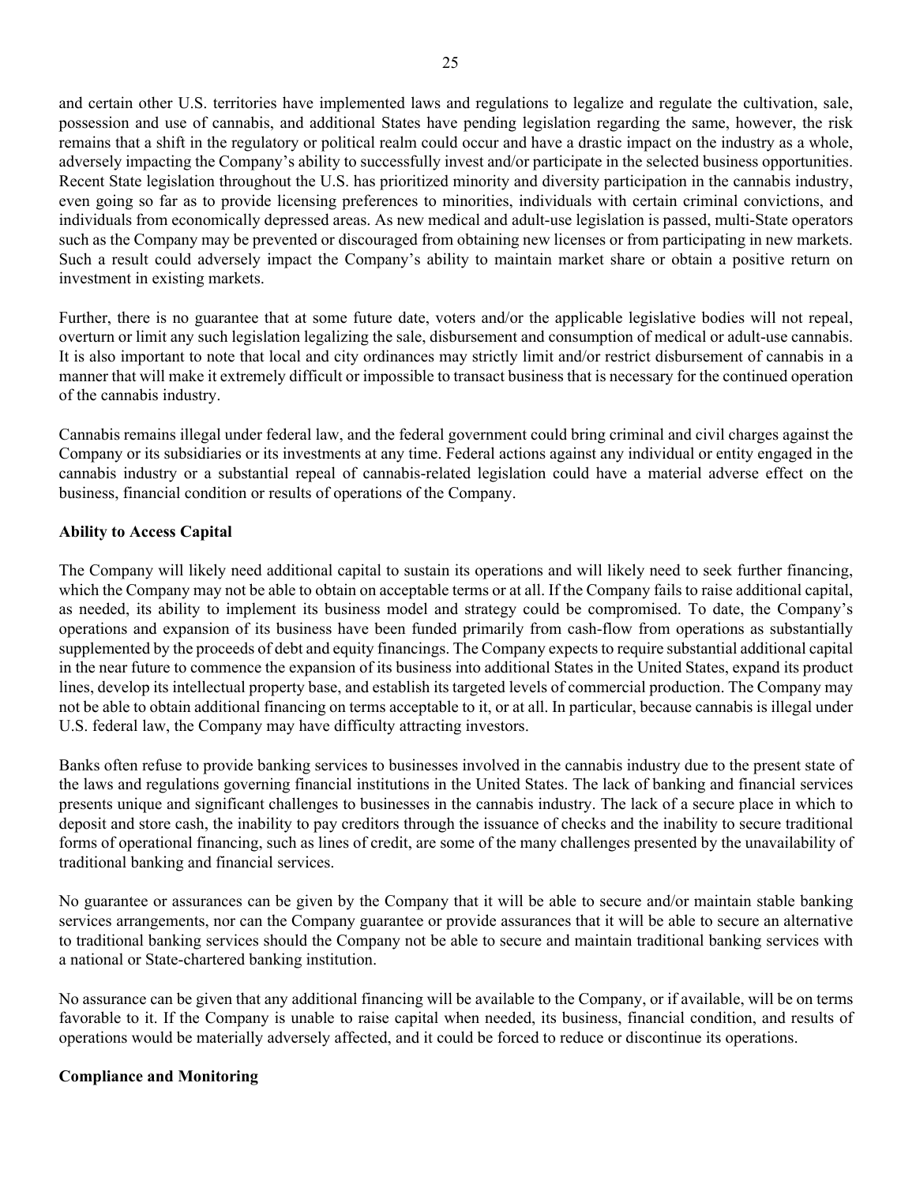and certain other U.S. territories have implemented laws and regulations to legalize and regulate the cultivation, sale, possession and use of cannabis, and additional States have pending legislation regarding the same, however, the risk remains that a shift in the regulatory or political realm could occur and have a drastic impact on the industry as a whole, adversely impacting the Company's ability to successfully invest and/or participate in the selected business opportunities. Recent State legislation throughout the U.S. has prioritized minority and diversity participation in the cannabis industry, even going so far as to provide licensing preferences to minorities, individuals with certain criminal convictions, and individuals from economically depressed areas. As new medical and adult-use legislation is passed, multi-State operators such as the Company may be prevented or discouraged from obtaining new licenses or from participating in new markets. Such a result could adversely impact the Company's ability to maintain market share or obtain a positive return on investment in existing markets.

Further, there is no guarantee that at some future date, voters and/or the applicable legislative bodies will not repeal, overturn or limit any such legislation legalizing the sale, disbursement and consumption of medical or adult-use cannabis. It is also important to note that local and city ordinances may strictly limit and/or restrict disbursement of cannabis in a manner that will make it extremely difficult or impossible to transact business that is necessary for the continued operation of the cannabis industry.

Cannabis remains illegal under federal law, and the federal government could bring criminal and civil charges against the Company or its subsidiaries or its investments at any time. Federal actions against any individual or entity engaged in the cannabis industry or a substantial repeal of cannabis-related legislation could have a material adverse effect on the business, financial condition or results of operations of the Company.

**Ability to Access Capital**

The Company will likely need additional capital to sustain its operations and will likely need to seek further financing, which the Company may not be able to obtain on acceptable terms or at all. If the Company fails to raise additional capital, as needed, its ability to implement its business model and strategy could be compromised. To date, the Company's operations and expansion of its business have been funded primarily from cash-flow from operations as substantially supplemented by the proceeds of debt and equity financings. The Company expects to require substantial additional capital in the near future to commence the expansion of its business into additional States in the United States, expand its product lines, develop its intellectual property base, and establish its targeted levels of commercial production. The Company may not be able to obtain additional financing on terms acceptable to it, or at all. In particular, because cannabis is illegal under U.S. federal law, the Company may have difficulty attracting investors.

Banks often refuse to provide banking services to businesses involved in the cannabis industry due to the present state of the laws and regulations governing financial institutions in the United States. The lack of banking and financial services presents unique and significant challenges to businesses in the cannabis industry. The lack of a secure place in which to deposit and store cash, the inability to pay creditors through the issuance of checks and the inability to secure traditional forms of operational financing, such as lines of credit, are some of the many challenges presented by the unavailability of traditional banking and financial services.

No guarantee or assurances can be given by the Company that it will be able to secure and/or maintain stable banking services arrangements, nor can the Company guarantee or provide assurances that it will be able to secure an alternative to traditional banking services should the Company not be able to secure and maintain traditional banking services with a national or State-chartered banking institution.

No assurance can be given that any additional financing will be available to the Company, or if available, will be on terms favorable to it. If the Company is unable to raise capital when needed, its business, financial condition, and results of operations would be materially adversely affected, and it could be forced to reduce or discontinue its operations.

**Compliance and Monitoring**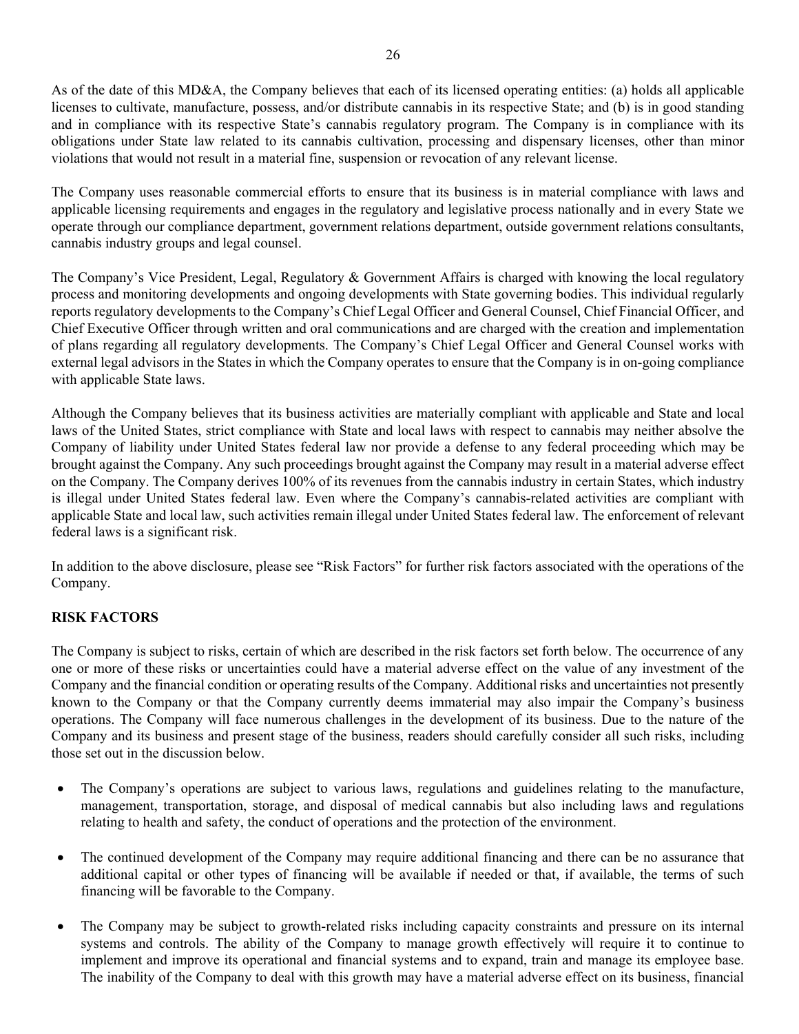As of the date of this MD&A, the Company believes that each of its licensed operating entities: (a) holds all applicable licenses to cultivate, manufacture, possess, and/or distribute cannabis in its respective State; and (b) is in good standing and in compliance with its respective State's cannabis regulatory program. The Company is in compliance with its obligations under State law related to its cannabis cultivation, processing and dispensary licenses, other than minor violations that would not result in a material fine, suspension or revocation of any relevant license.

The Company uses reasonable commercial efforts to ensure that its business is in material compliance with laws and applicable licensing requirements and engages in the regulatory and legislative process nationally and in every State we operate through our compliance department, government relations department, outside government relations consultants, cannabis industry groups and legal counsel.

The Company's Vice President, Legal, Regulatory & Government Affairs is charged with knowing the local regulatory process and monitoring developments and ongoing developments with State governing bodies. This individual regularly reports regulatory developments to the Company's Chief Legal Officer and General Counsel, Chief Financial Officer, and Chief Executive Officer through written and oral communications and are charged with the creation and implementation of plans regarding all regulatory developments. The Company's Chief Legal Officer and General Counsel works with external legal advisors in the States in which the Company operates to ensure that the Company is in on-going compliance with applicable State laws.

Although the Company believes that its business activities are materially compliant with applicable and State and local laws of the United States, strict compliance with State and local laws with respect to cannabis may neither absolve the Company of liability under United States federal law nor provide a defense to any federal proceeding which may be brought against the Company. Any such proceedings brought against the Company may result in a material adverse effect on the Company. The Company derives 100% of its revenues from the cannabis industry in certain States, which industry is illegal under United States federal law. Even where the Company's cannabis-related activities are compliant with applicable State and local law, such activities remain illegal under United States federal law. The enforcement of relevant federal laws is a significant risk.

In addition to the above disclosure, please see "Risk Factors" for further risk factors associated with the operations of the Company.

## RISK FACTORS

The Company is subject to risks, certain of which are described in the risk factors set forth below. The occurrence of any one or more of these risks or uncertainties could have a material adverse effect on the value of any investment of the Company and the financial condition or operating results of the Company. Additional risks and uncertainties not presently known to the Company or that the Company currently deems immaterial may also impair the Company's business operations. The Company will face numerous challenges in the development of its business. Due to the nature of the Company and its business and present stage of the business, readers should carefully consider all such risks, including those set out in the discussion below.

- The Company's operations are subject to various laws, regulations and guidelines relating to the manufacture, management, transportation, storage, and disposal of medical cannabis but also including laws and regulations relating to health and safety, the conduct of operations and the protection of the environment.
- The continued development of the Company may require additional financing and there can be no assurance that additional capital or other types of financing will be available if needed or that, if available, the terms of such financing will be favorable to the Company.
- The Company may be subject to growth-related risks including capacity constraints and pressure on its internal systems and controls. The ability of the Company to manage growth effectively will require it to continue to implement and improve its operational and financial systems and to expand, train and manage its employee base. The inability of the Company to deal with this growth may have a material adverse effect on its business, financial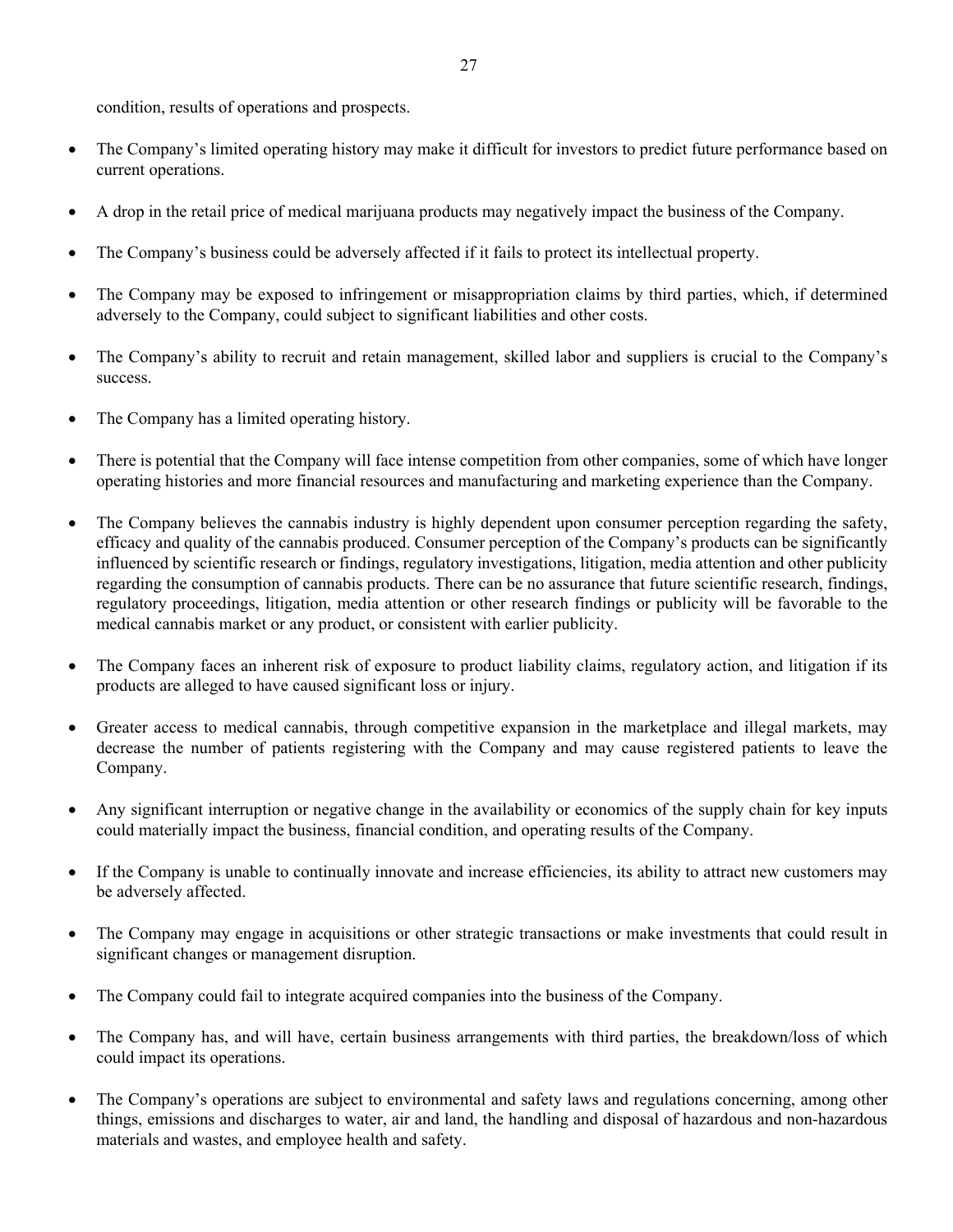condition, results of operations and prospects.

- The Company's limited operating history may make it difficult for investors to predict future performance based on current operations.
- A drop in the retail price of medical marijuana products may negatively impact the business of the Company.
- The Company's business could be adversely affected if it fails to protect its intellectual property.
- The Company may be exposed to infringement or misappropriation claims by third parties, which, if determined adversely to the Company, could subject to significant liabilities and other costs.
- The Company's ability to recruit and retain management, skilled labor and suppliers is crucial to the Company's success.
- The Company has a limited operating history.
- There is potential that the Company will face intense competition from other companies, some of which have longer operating histories and more financial resources and manufacturing and marketing experience than the Company.
- The Company believes the cannabis industry is highly dependent upon consumer perception regarding the safety, efficacy and quality of the cannabis produced. Consumer perception of the Company's products can be significantly influenced by scientific research or findings, regulatory investigations, litigation, media attention and other publicity regarding the consumption of cannabis products. There can be no assurance that future scientific research, findings, regulatory proceedings, litigation, media attention or other research findings or publicity will be favorable to the medical cannabis market or any product, or consistent with earlier publicity.
- The Company faces an inherent risk of exposure to product liability claims, regulatory action, and litigation if its products are alleged to have caused significant loss or injury.
- Greater access to medical cannabis, through competitive expansion in the marketplace and illegal markets, may decrease the number of patients registering with the Company and may cause registered patients to leave the Company.
- Any significant interruption or negative change in the availability or economics of the supply chain for key inputs could materially impact the business, financial condition, and operating results of the Company.
- If the Company is unable to continually innovate and increase efficiencies, its ability to attract new customers may be adversely affected.
- The Company may engage in acquisitions or other strategic transactions or make investments that could result in significant changes or management disruption.
- The Company could fail to integrate acquired companies into the business of the Company.
- The Company has, and will have, certain business arrangements with third parties, the breakdown/loss of which could impact its operations.
- The Company's operations are subject to environmental and safety laws and regulations concerning, among other things, emissions and discharges to water, air and land, the handling and disposal of hazardous and non-hazardous materials and wastes, and employee health and safety.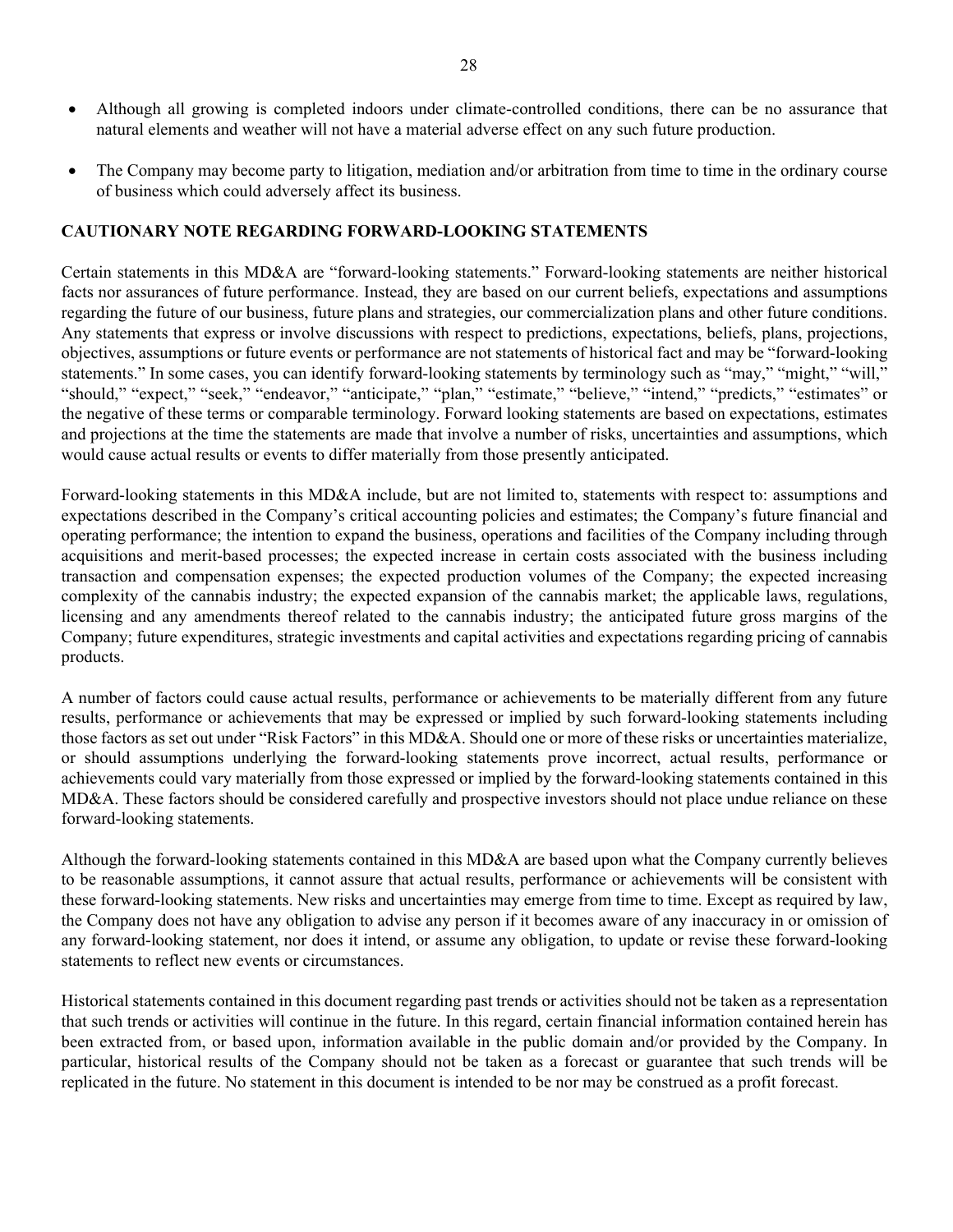- Although all growing is completed indoors under climate-controlled conditions, there can be no assurance that natural elements and weather will not have a material adverse effect on any such future production.

- The Company may become party to litigation, mediation and/or arbitration from time to time in the ordinary course of business which could adversely affect its business.

## CAUTIONARY NOTE REGARDING FORWARD-LOOKING STATEMENTS

Certain statements in this MD&A are "forward-looking statements." Forward-looking statements are neither historical facts nor assurances of future performance. Instead, they are based on our current beliefs, expectations and assumptions regarding the future of our business, future plans and strategies, our commercialization plans and other future conditions. Any statements that express or involve discussions with respect to predictions, expectations, beliefs, plans, projections, objectives, assumptions or future events or performance are not statements of historical fact and may be "forward-looking statements." In some cases, you can identify forward-looking statements by terminology such as "may," "might," "will," "should," "expect," "seek," "endeavor," "anticipate," "plan," "estimate," "believe," "intend," "predicts," "estimates" or the negative of these terms or comparable terminology. Forward looking statements are based on expectations, estimates and projections at the time the statements are made that involve a number of risks, uncertainties and assumptions, which would cause actual results or events to differ materially from those presently anticipated.

Forward-looking statements in this MD&A include, but are not limited to, statements with respect to: assumptions and expectations described in the Company's critical accounting policies and estimates; the Company's future financial and operating performance; the intention to expand the business, operations and facilities of the Company including through acquisitions and merit-based processes; the expected increase in certain costs associated with the business including transaction and compensation expenses; the expected production volumes of the Company; the expected increasing complexity of the cannabis industry; the expected expansion of the cannabis market; the applicable laws, regulations, licensing and any amendments thereof related to the cannabis industry; the anticipated future gross margins of the Company; future expenditures, strategic investments and capital activities and expectations regarding pricing of cannabis products.

A number of factors could cause actual results, performance or achievements to be materially different from any future results, performance or achievements that may be expressed or implied by such forward-looking statements including those factors as set out under "Risk Factors" in this MD&A. Should one or more of these risks or uncertainties materialize, or should assumptions underlying the forward-looking statements prove incorrect, actual results, performance or achievements could vary materially from those expressed or implied by the forward-looking statements contained in this MD&A. These factors should be considered carefully and prospective investors should not place undue reliance on these forward-looking statements.

Although the forward-looking statements contained in this MD&A are based upon what the Company currently believes to be reasonable assumptions, it cannot assure that actual results, performance or achievements will be consistent with these forward-looking statements. New risks and uncertainties may emerge from time to time. Except as required by law, the Company does not have any obligation to advise any person if it becomes aware of any inaccuracy in or omission of any forward-looking statement, nor does it intend, or assume any obligation, to update or revise these forward-looking statements to reflect new events or circumstances.

Historical statements contained in this document regarding past trends or activities should not be taken as a representation that such trends or activities will continue in the future. In this regard, certain financial information contained herein has been extracted from, or based upon, information available in the public domain and/or provided by the Company. In particular, historical results of the Company should not be taken as a forecast or guarantee that such trends will be replicated in the future. No statement in this document is intended to be nor may be construed as a profit forecast.